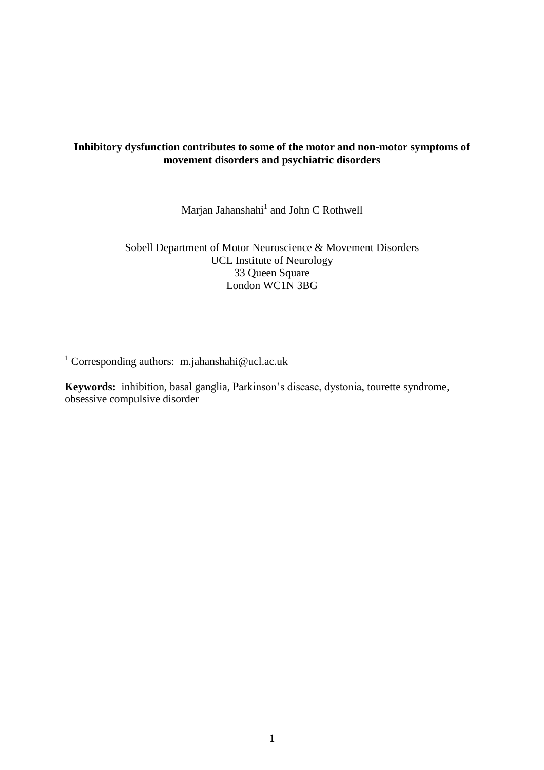**Inhibitory dysfunction contributes to some of the motor and non-motor symptoms of movement disorders and psychiatric disorders**

Marjan Jahanshahi[1] and John C Rothwell

Sobell Department of Motor Neuroscience & Movement Disorders
UCL Institute of Neurology
33 Queen Square
London WC1N 3BG

[1] Corresponding authors: m.jahanshahi@ucl.ac.uk

**Keywords:** inhibition, basal ganglia, Parkinson's disease, dystonia, tourette syndrome, obsessive compulsive disorder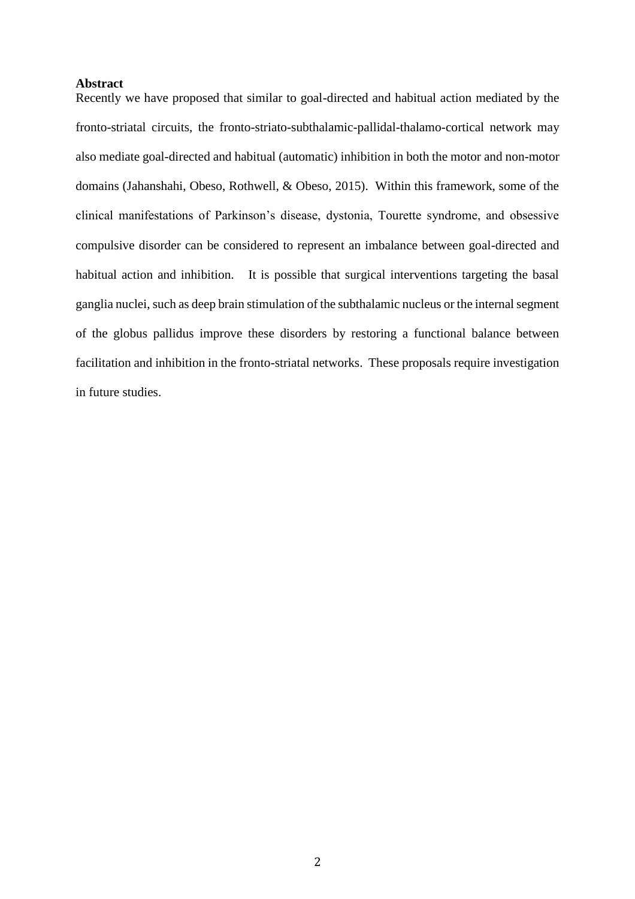**Abstract**

Recently we have proposed that similar to goal-directed and habitual action mediated by the fronto-striatal circuits, the fronto-striato-subthalamic-pallidal-thalamo-cortical network may also mediate goal-directed and habitual (automatic) inhibition in both the motor and non-motor domains (Jahanshahi, Obeso, Rothwell, & Obeso, 2015). Within this framework, some of the clinical manifestations of Parkinson's disease, dystonia, Tourette syndrome, and obsessive compulsive disorder can be considered to represent an imbalance between goal-directed and habitual action and inhibition. It is possible that surgical interventions targeting the basal ganglia nuclei, such as deep brain stimulation of the subthalamic nucleus or the internal segment of the globus pallidus improve these disorders by restoring a functional balance between facilitation and inhibition in the fronto-striatal networks. These proposals require investigation in future studies.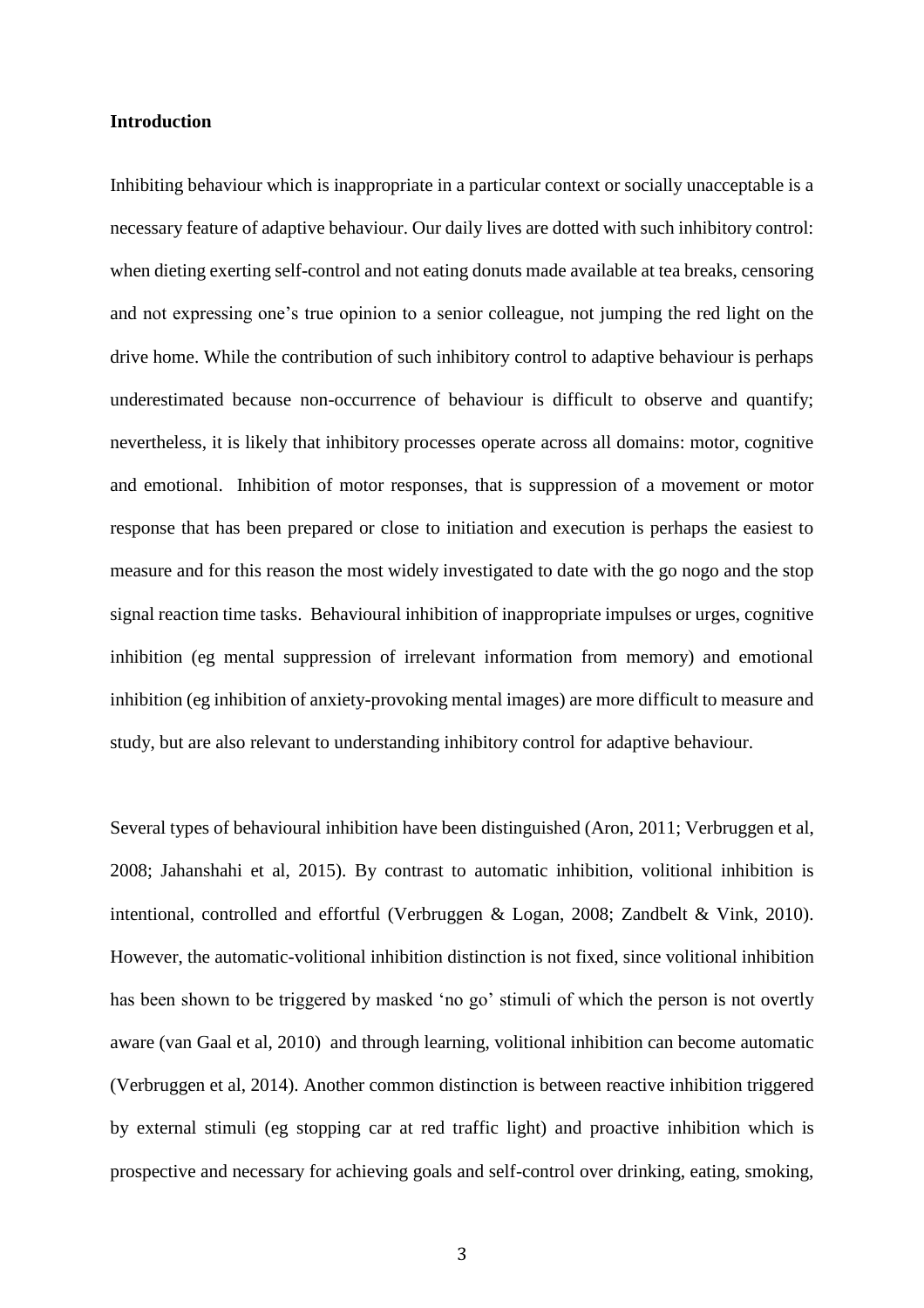**Introduction**

Inhibiting behaviour which is inappropriate in a particular context or socially unacceptable is a necessary feature of adaptive behaviour. Our daily lives are dotted with such inhibitory control: when dieting exerting self-control and not eating donuts made available at tea breaks, censoring and not expressing one's true opinion to a senior colleague, not jumping the red light on the drive home. While the contribution of such inhibitory control to adaptive behaviour is perhaps underestimated because non-occurrence of behaviour is difficult to observe and quantify; nevertheless, it is likely that inhibitory processes operate across all domains: motor, cognitive and emotional. Inhibition of motor responses, that is suppression of a movement or motor response that has been prepared or close to initiation and execution is perhaps the easiest to measure and for this reason the most widely investigated to date with the go nogo and the stop signal reaction time tasks. Behavioural inhibition of inappropriate impulses or urges, cognitive inhibition (eg mental suppression of irrelevant information from memory) and emotional inhibition (eg inhibition of anxiety-provoking mental images) are more difficult to measure and study, but are also relevant to understanding inhibitory control for adaptive behaviour.

Several types of behavioural inhibition have been distinguished (Aron, 2011; Verbruggen et al, 2008; Jahanshahi et al, 2015). By contrast to automatic inhibition, volitional inhibition is intentional, controlled and effortful (Verbruggen & Logan, 2008; Zandbelt & Vink, 2010). However, the automatic-volitional inhibition distinction is not fixed, since volitional inhibition has been shown to be triggered by masked 'no go' stimuli of which the person is not overtly aware (van Gaal et al, 2010) and through learning, volitional inhibition can become automatic (Verbruggen et al, 2014). Another common distinction is between reactive inhibition triggered by external stimuli (eg stopping car at red traffic light) and proactive inhibition which is prospective and necessary for achieving goals and self-control over drinking, eating, smoking,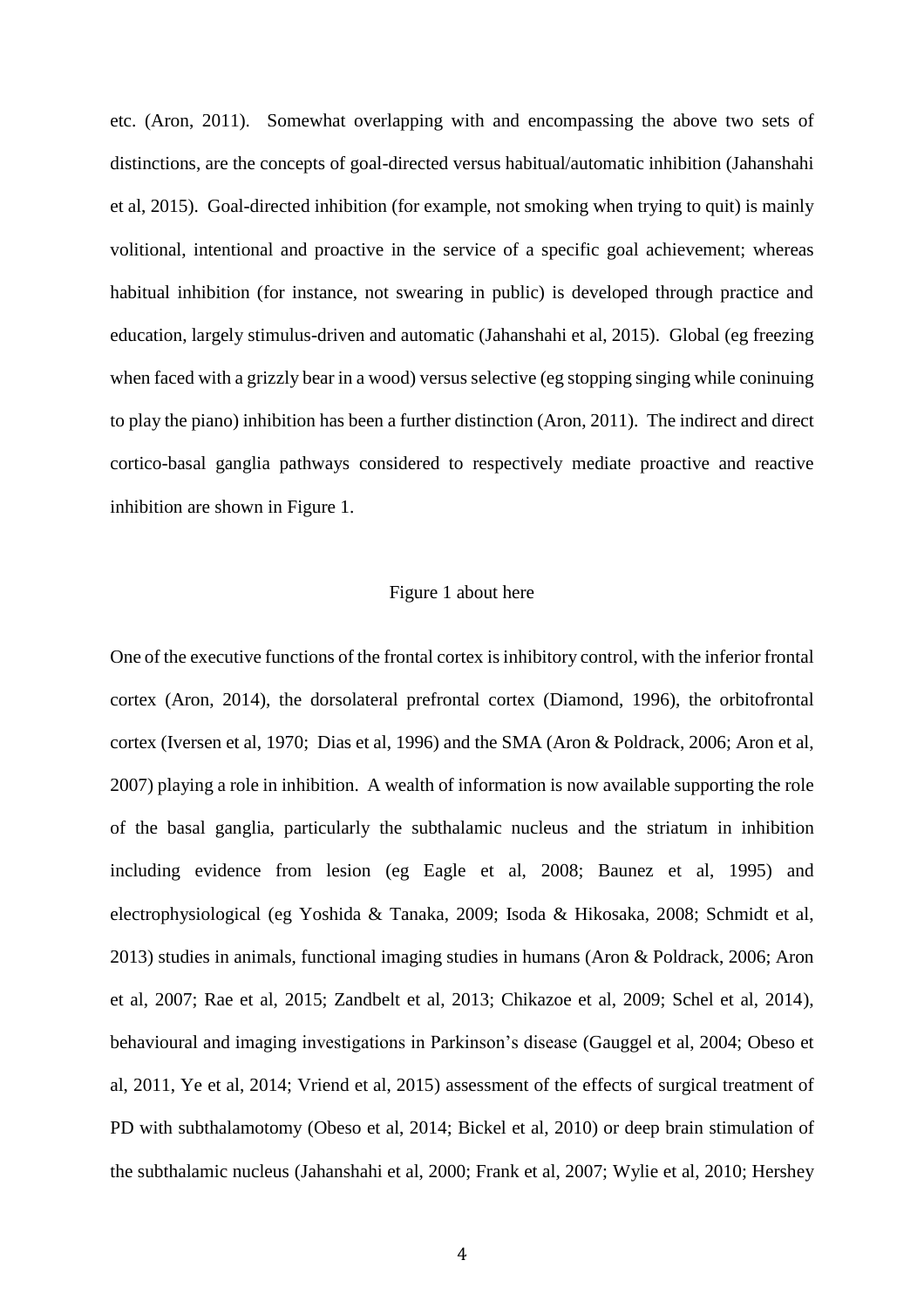etc. (Aron, 2011). Somewhat overlapping with and encompassing the above two sets of distinctions, are the concepts of goal-directed versus habitual/automatic inhibition (Jahanshahi et al, 2015). Goal-directed inhibition (for example, not smoking when trying to quit) is mainly volitional, intentional and proactive in the service of a specific goal achievement; whereas habitual inhibition (for instance, not swearing in public) is developed through practice and education, largely stimulus-driven and automatic (Jahanshahi et al, 2015). Global (eg freezing when faced with a grizzly bear in a wood) versus selective (eg stopping singing while coninuing to play the piano) inhibition has been a further distinction (Aron, 2011). The indirect and direct cortico-basal ganglia pathways considered to respectively mediate proactive and reactive inhibition are shown in Figure 1.

Figure 1 about here

One of the executive functions of the frontal cortex is inhibitory control, with the inferior frontal cortex (Aron, 2014), the dorsolateral prefrontal cortex (Diamond, 1996), the orbitofrontal cortex (Iversen et al, 1970; Dias et al, 1996) and the SMA (Aron & Poldrack, 2006; Aron et al, 2007) playing a role in inhibition. A wealth of information is now available supporting the role of the basal ganglia, particularly the subthalamic nucleus and the striatum in inhibition including evidence from lesion (eg Eagle et al, 2008; Baunez et al, 1995) and electrophysiological (eg Yoshida & Tanaka, 2009; Isoda & Hikosaka, 2008; Schmidt et al, 2013) studies in animals, functional imaging studies in humans (Aron & Poldrack, 2006; Aron et al, 2007; Rae et al, 2015; Zandbelt et al, 2013; Chikazoe et al, 2009; Schel et al, 2014), behavioural and imaging investigations in Parkinson's disease (Gauggel et al, 2004; Obeso et al, 2011, Ye et al, 2014; Vriend et al, 2015) assessment of the effects of surgical treatment of PD with subthalamotomy (Obeso et al, 2014; Bickel et al, 2010) or deep brain stimulation of the subthalamic nucleus (Jahanshahi et al, 2000; Frank et al, 2007; Wylie et al, 2010; Hershey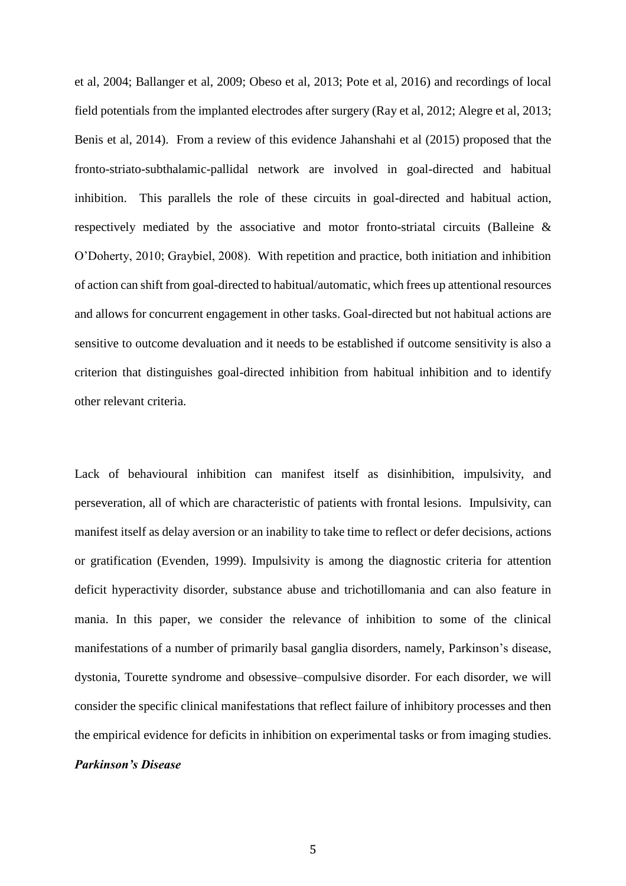et al, 2004; Ballanger et al, 2009; Obeso et al, 2013; Pote et al, 2016) and recordings of local field potentials from the implanted electrodes after surgery (Ray et al, 2012; Alegre et al, 2013; Benis et al, 2014). From a review of this evidence Jahanshahi et al (2015) proposed that the fronto-striato-subthalamic-pallidal network are involved in goal-directed and habitual inhibition. This parallels the role of these circuits in goal-directed and habitual action, respectively mediated by the associative and motor fronto-striatal circuits (Balleine & O'Doherty, 2010; Graybiel, 2008). With repetition and practice, both initiation and inhibition of action can shift from goal-directed to habitual/automatic, which frees up attentional resources and allows for concurrent engagement in other tasks. Goal-directed but not habitual actions are sensitive to outcome devaluation and it needs to be established if outcome sensitivity is also a criterion that distinguishes goal-directed inhibition from habitual inhibition and to identify other relevant criteria.

Lack of behavioural inhibition can manifest itself as disinhibition, impulsivity, and perseveration, all of which are characteristic of patients with frontal lesions. Impulsivity, can manifest itself as delay aversion or an inability to take time to reflect or defer decisions, actions or gratification (Evenden, 1999). Impulsivity is among the diagnostic criteria for attention deficit hyperactivity disorder, substance abuse and trichotillomania and can also feature in mania. In this paper, we consider the relevance of inhibition to some of the clinical manifestations of a number of primarily basal ganglia disorders, namely, Parkinson's disease, dystonia, Tourette syndrome and obsessive–compulsive disorder. For each disorder, we will consider the specific clinical manifestations that reflect failure of inhibitory processes and then the empirical evidence for deficits in inhibition on experimental tasks or from imaging studies.

***Parkinson's Disease***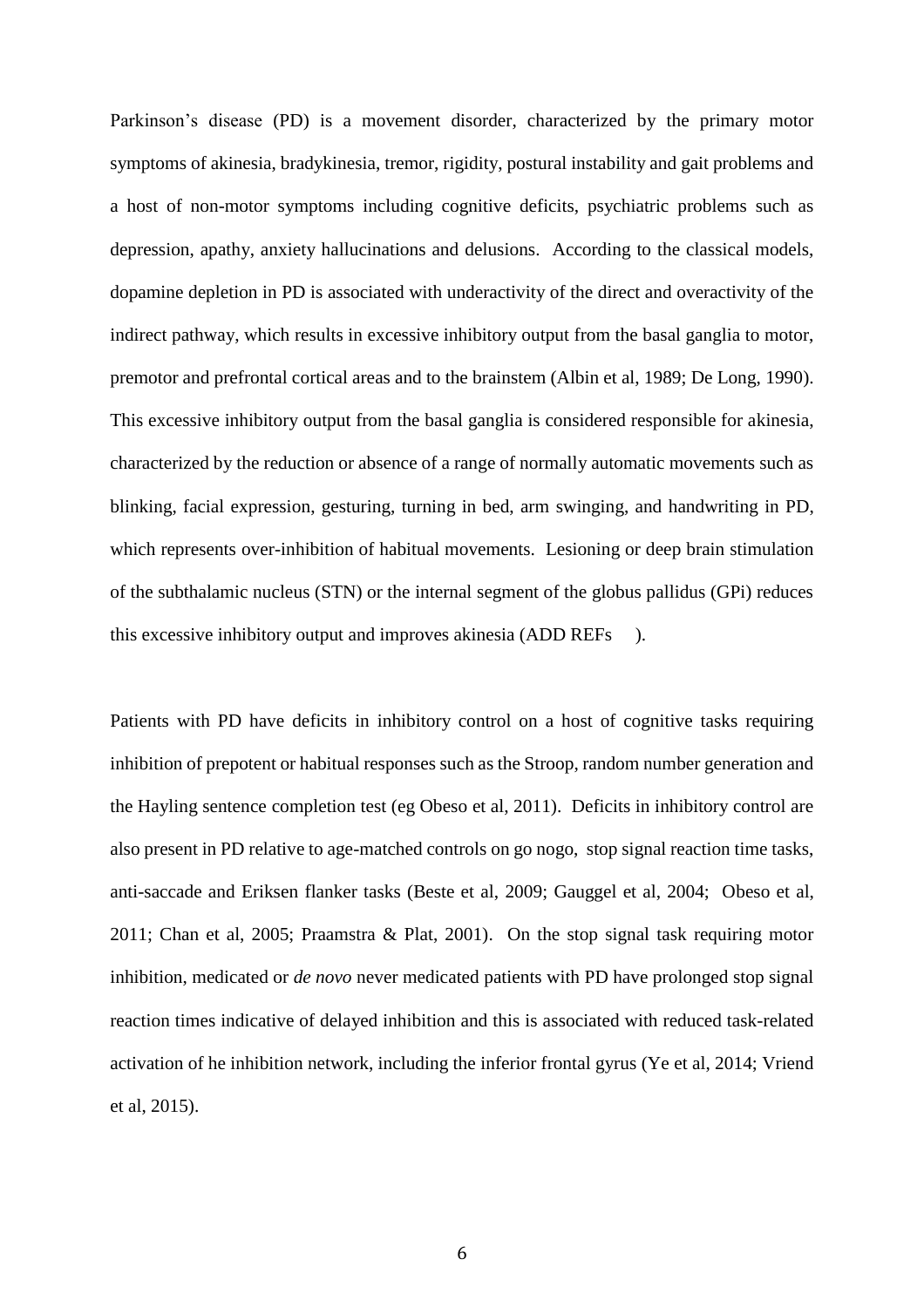Parkinson's disease (PD) is a movement disorder, characterized by the primary motor symptoms of akinesia, bradykinesia, tremor, rigidity, postural instability and gait problems and a host of non-motor symptoms including cognitive deficits, psychiatric problems such as depression, apathy, anxiety hallucinations and delusions. According to the classical models, dopamine depletion in PD is associated with underactivity of the direct and overactivity of the indirect pathway, which results in excessive inhibitory output from the basal ganglia to motor, premotor and prefrontal cortical areas and to the brainstem (Albin et al, 1989; De Long, 1990). This excessive inhibitory output from the basal ganglia is considered responsible for akinesia, characterized by the reduction or absence of a range of normally automatic movements such as blinking, facial expression, gesturing, turning in bed, arm swinging, and handwriting in PD, which represents over-inhibition of habitual movements. Lesioning or deep brain stimulation of the subthalamic nucleus (STN) or the internal segment of the globus pallidus (GPi) reduces this excessive inhibitory output and improves akinesia (ADD REFs ).

Patients with PD have deficits in inhibitory control on a host of cognitive tasks requiring inhibition of prepotent or habitual responses such as the Stroop, random number generation and the Hayling sentence completion test (eg Obeso et al, 2011). Deficits in inhibitory control are also present in PD relative to age-matched controls on go nogo, stop signal reaction time tasks, anti-saccade and Eriksen flanker tasks (Beste et al, 2009; Gauggel et al, 2004; Obeso et al, 2011; Chan et al, 2005; Praamstra & Plat, 2001). On the stop signal task requiring motor inhibition, medicated or *de novo* never medicated patients with PD have prolonged stop signal reaction times indicative of delayed inhibition and this is associated with reduced task-related activation of he inhibition network, including the inferior frontal gyrus (Ye et al, 2014; Vriend et al, 2015).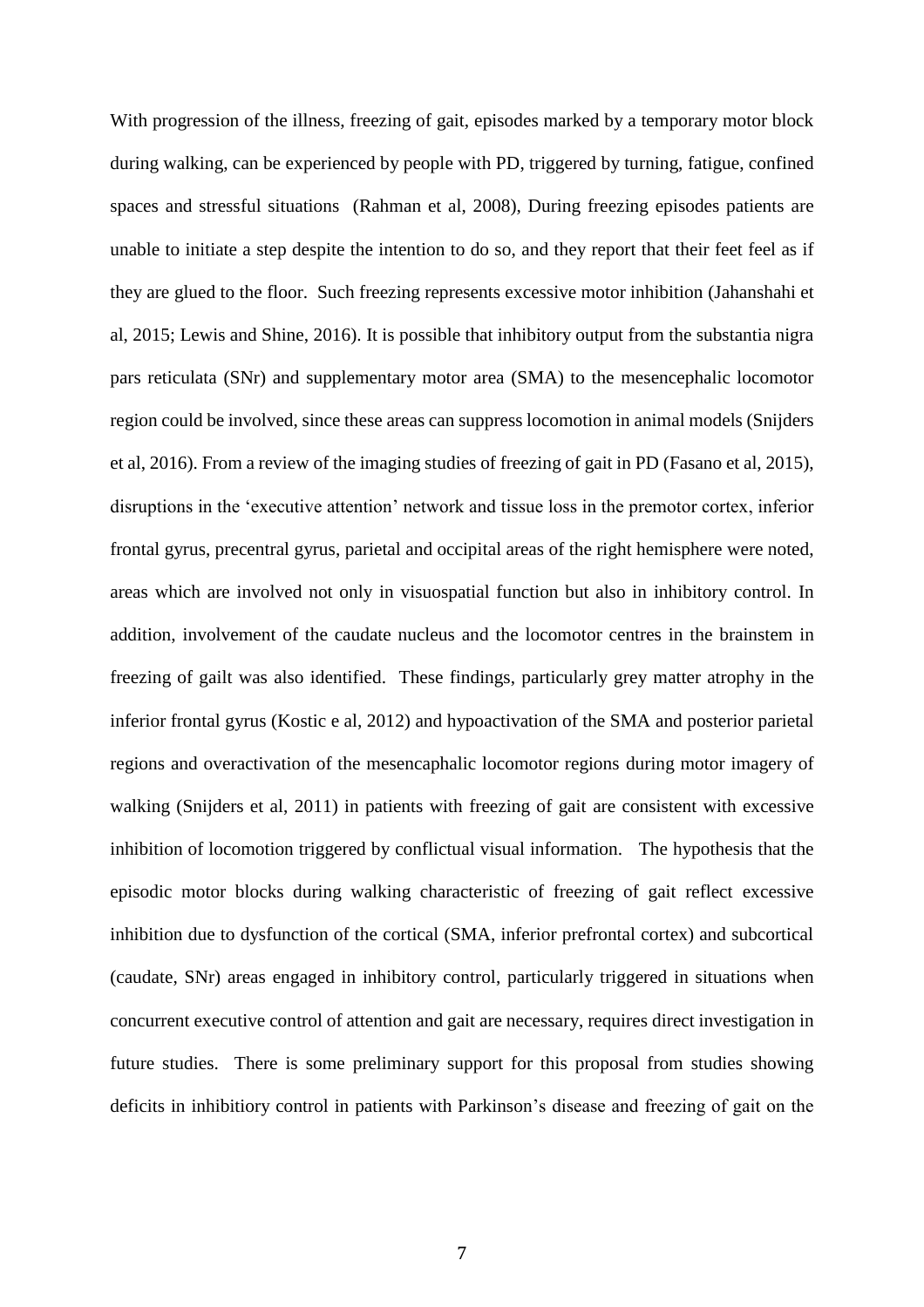With progression of the illness, freezing of gait, episodes marked by a temporary motor block during walking, can be experienced by people with PD, triggered by turning, fatigue, confined spaces and stressful situations  (Rahman et al, 2008), During freezing episodes patients are unable to initiate a step despite the intention to do so, and they report that their feet feel as if they are glued to the floor.  Such freezing represents excessive motor inhibition (Jahanshahi et al, 2015; Lewis and Shine, 2016). It is possible that inhibitory output from the substantia nigra pars reticulata (SNr) and supplementary motor area (SMA) to the mesencephalic locomotor region could be involved, since these areas can suppress locomotion in animal models (Snijders et al, 2016). From a review of the imaging studies of freezing of gait in PD (Fasano et al, 2015), disruptions in the 'executive attention' network and tissue loss in the premotor cortex, inferior frontal gyrus, precentral gyrus, parietal and occipital areas of the right hemisphere were noted, areas which are involved not only in visuospatial function but also in inhibitory control. In addition, involvement of the caudate nucleus and the locomotor centres in the brainstem in freezing of gailt was also identified.  These findings, particularly grey matter atrophy in the inferior frontal gyrus (Kostic e al, 2012) and hypoactivation of the SMA and posterior parietal regions and overactivation of the mesencaphalic locomotor regions during motor imagery of walking (Snijders et al, 2011) in patients with freezing of gait are consistent with excessive inhibition of locomotion triggered by conflictual visual information.   The hypothesis that the episodic motor blocks during walking characteristic of freezing of gait reflect excessive inhibition due to dysfunction of the cortical (SMA, inferior prefrontal cortex) and subcortical (caudate, SNr) areas engaged in inhibitory control, particularly triggered in situations when concurrent executive control of attention and gait are necessary, requires direct investigation in future studies.  There is some preliminary support for this proposal from studies showing deficits in inhibitiory control in patients with Parkinson's disease and freezing of gait on the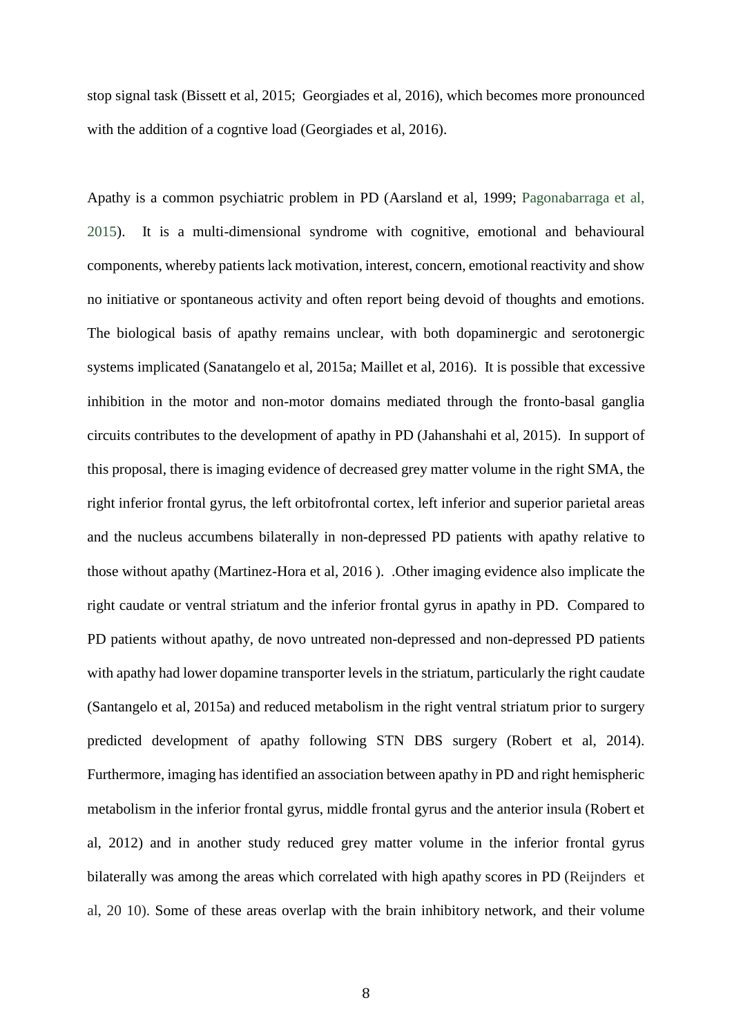stop signal task (Bissett et al, 2015; Georgiades et al, 2016), which becomes more pronounced with the addition of a cogntive load (Georgiades et al, 2016).

Apathy is a common psychiatric problem in PD (Aarsland et al, 1999; Pagonabarraga et al, 2015). It is a multi-dimensional syndrome with cognitive, emotional and behavioural components, whereby patients lack motivation, interest, concern, emotional reactivity and show no initiative or spontaneous activity and often report being devoid of thoughts and emotions. The biological basis of apathy remains unclear, with both dopaminergic and serotonergic systems implicated (Sanatangelo et al, 2015a; Maillet et al, 2016). It is possible that excessive inhibition in the motor and non-motor domains mediated through the fronto-basal ganglia circuits contributes to the development of apathy in PD (Jahanshahi et al, 2015). In support of this proposal, there is imaging evidence of decreased grey matter volume in the right SMA, the right inferior frontal gyrus, the left orbitofrontal cortex, left inferior and superior parietal areas and the nucleus accumbens bilaterally in non-depressed PD patients with apathy relative to those without apathy (Martinez-Hora et al, 2016 ). .Other imaging evidence also implicate the right caudate or ventral striatum and the inferior frontal gyrus in apathy in PD. Compared to PD patients without apathy, de novo untreated non-depressed and non-depressed PD patients with apathy had lower dopamine transporter levels in the striatum, particularly the right caudate (Santangelo et al, 2015a) and reduced metabolism in the right ventral striatum prior to surgery predicted development of apathy following STN DBS surgery (Robert et al, 2014). Furthermore, imaging has identified an association between apathy in PD and right hemispheric metabolism in the inferior frontal gyrus, middle frontal gyrus and the anterior insula (Robert et al, 2012) and in another study reduced grey matter volume in the inferior frontal gyrus bilaterally was among the areas which correlated with high apathy scores in PD (Reijnders et al, 20 10). Some of these areas overlap with the brain inhibitory network, and their volume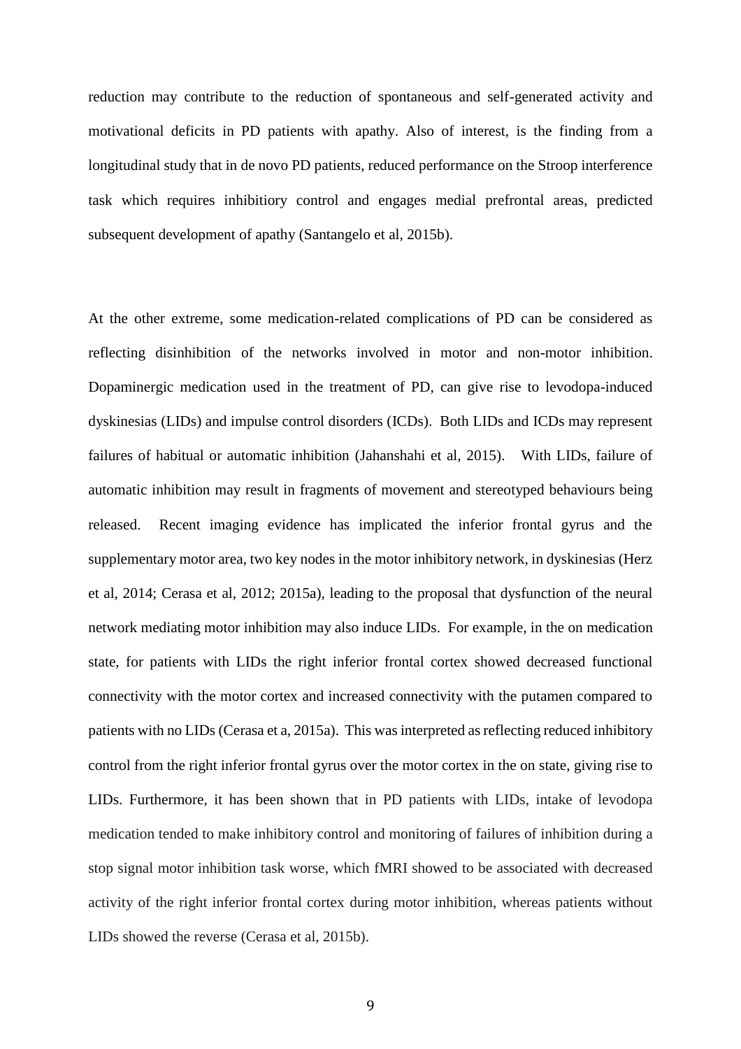reduction may contribute to the reduction of spontaneous and self-generated activity and motivational deficits in PD patients with apathy. Also of interest, is the finding from a longitudinal study that in de novo PD patients, reduced performance on the Stroop interference task which requires inhibitiory control and engages medial prefrontal areas, predicted subsequent development of apathy (Santangelo et al, 2015b).

At the other extreme, some medication-related complications of PD can be considered as reflecting disinhibition of the networks involved in motor and non-motor inhibition. Dopaminergic medication used in the treatment of PD, can give rise to levodopa-induced dyskinesias (LIDs) and impulse control disorders (ICDs). Both LIDs and ICDs may represent failures of habitual or automatic inhibition (Jahanshahi et al, 2015). With LIDs, failure of automatic inhibition may result in fragments of movement and stereotyped behaviours being released. Recent imaging evidence has implicated the inferior frontal gyrus and the supplementary motor area, two key nodes in the motor inhibitory network, in dyskinesias (Herz et al, 2014; Cerasa et al, 2012; 2015a), leading to the proposal that dysfunction of the neural network mediating motor inhibition may also induce LIDs. For example, in the on medication state, for patients with LIDs the right inferior frontal cortex showed decreased functional connectivity with the motor cortex and increased connectivity with the putamen compared to patients with no LIDs (Cerasa et a, 2015a). This was interpreted as reflecting reduced inhibitory control from the right inferior frontal gyrus over the motor cortex in the on state, giving rise to LIDs. Furthermore, it has been shown that in PD patients with LIDs, intake of levodopa medication tended to make inhibitory control and monitoring of failures of inhibition during a stop signal motor inhibition task worse, which fMRI showed to be associated with decreased activity of the right inferior frontal cortex during motor inhibition, whereas patients without LIDs showed the reverse (Cerasa et al, 2015b).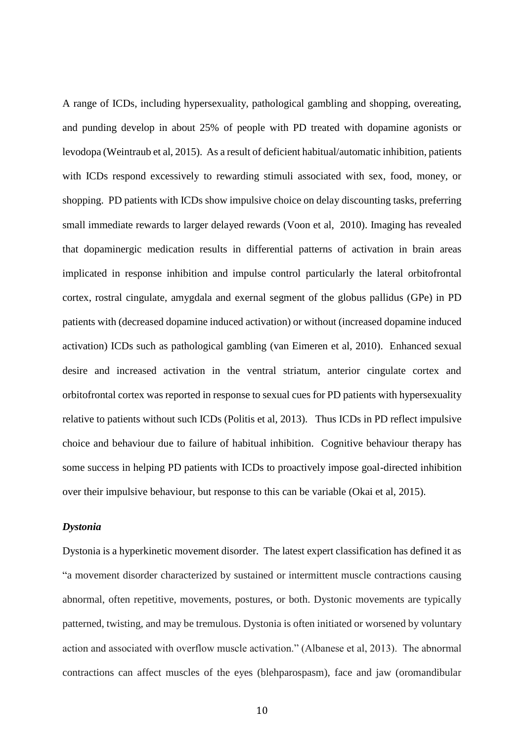A range of ICDs, including hypersexuality, pathological gambling and shopping, overeating, and punding develop in about 25% of people with PD treated with dopamine agonists or levodopa (Weintraub et al, 2015). As a result of deficient habitual/automatic inhibition, patients with ICDs respond excessively to rewarding stimuli associated with sex, food, money, or shopping. PD patients with ICDs show impulsive choice on delay discounting tasks, preferring small immediate rewards to larger delayed rewards (Voon et al, 2010). Imaging has revealed that dopaminergic medication results in differential patterns of activation in brain areas implicated in response inhibition and impulse control particularly the lateral orbitofrontal cortex, rostral cingulate, amygdala and exernal segment of the globus pallidus (GPe) in PD patients with (decreased dopamine induced activation) or without (increased dopamine induced activation) ICDs such as pathological gambling (van Eimeren et al, 2010). Enhanced sexual desire and increased activation in the ventral striatum, anterior cingulate cortex and orbitofrontal cortex was reported in response to sexual cues for PD patients with hypersexuality relative to patients without such ICDs (Politis et al, 2013). Thus ICDs in PD reflect impulsive choice and behaviour due to failure of habitual inhibition. Cognitive behaviour therapy has some success in helping PD patients with ICDs to proactively impose goal-directed inhibition over their impulsive behaviour, but response to this can be variable (Okai et al, 2015).

### *Dystonia*

Dystonia is a hyperkinetic movement disorder. The latest expert classification has defined it as "a movement disorder characterized by sustained or intermittent muscle contractions causing abnormal, often repetitive, movements, postures, or both. Dystonic movements are typically patterned, twisting, and may be tremulous. Dystonia is often initiated or worsened by voluntary action and associated with overflow muscle activation." (Albanese et al, 2013). The abnormal contractions can affect muscles of the eyes (blehparospasm), face and jaw (oromandibular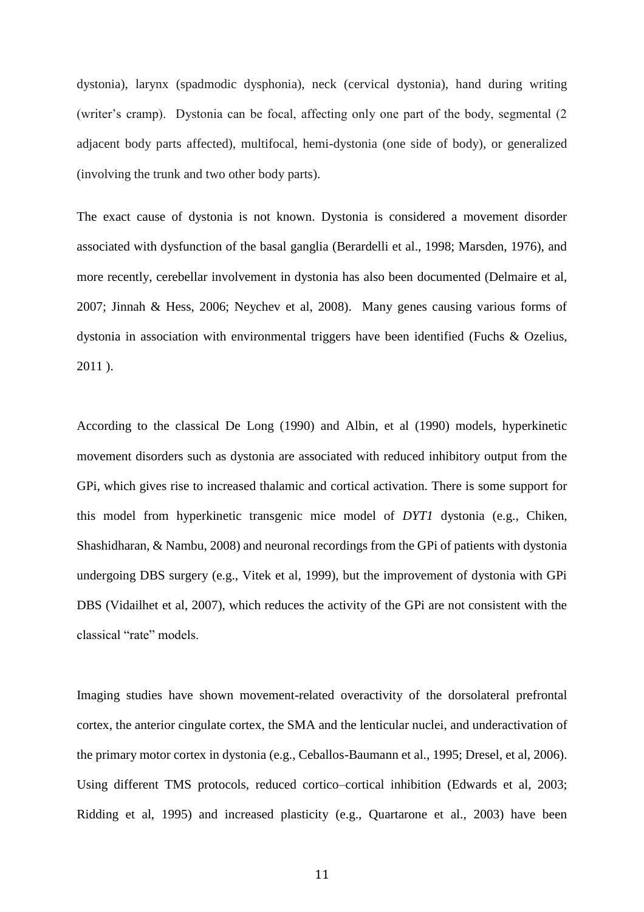dystonia), larynx (spadmodic dysphonia), neck (cervical dystonia), hand during writing (writer's cramp). Dystonia can be focal, affecting only one part of the body, segmental (2 adjacent body parts affected), multifocal, hemi-dystonia (one side of body), or generalized (involving the trunk and two other body parts).

The exact cause of dystonia is not known. Dystonia is considered a movement disorder associated with dysfunction of the basal ganglia (Berardelli et al., 1998; Marsden, 1976), and more recently, cerebellar involvement in dystonia has also been documented (Delmaire et al, 2007; Jinnah & Hess, 2006; Neychev et al, 2008). Many genes causing various forms of dystonia in association with environmental triggers have been identified (Fuchs & Ozelius, 2011 ).

According to the classical De Long (1990) and Albin, et al (1990) models, hyperkinetic movement disorders such as dystonia are associated with reduced inhibitory output from the GPi, which gives rise to increased thalamic and cortical activation. There is some support for this model from hyperkinetic transgenic mice model of *DYT1* dystonia (e.g., Chiken, Shashidharan, & Nambu, 2008) and neuronal recordings from the GPi of patients with dystonia undergoing DBS surgery (e.g., Vitek et al, 1999), but the improvement of dystonia with GPi DBS (Vidailhet et al, 2007), which reduces the activity of the GPi are not consistent with the classical "rate" models.

Imaging studies have shown movement-related overactivity of the dorsolateral prefrontal cortex, the anterior cingulate cortex, the SMA and the lenticular nuclei, and underactivation of the primary motor cortex in dystonia (e.g., Ceballos-Baumann et al., 1995; Dresel, et al, 2006). Using different TMS protocols, reduced cortico–cortical inhibition (Edwards et al, 2003; Ridding et al, 1995) and increased plasticity (e.g., Quartarone et al., 2003) have been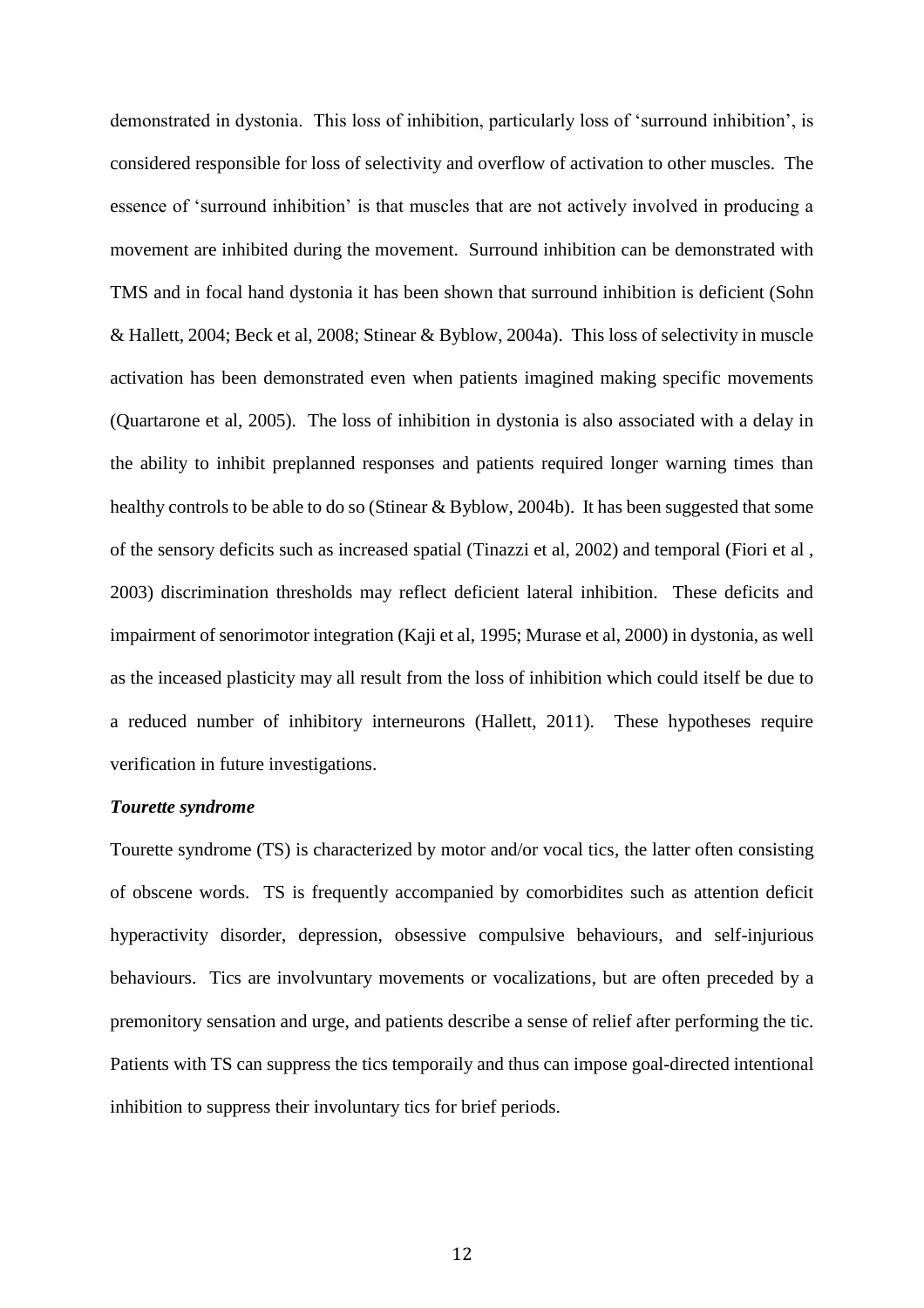demonstrated in dystonia. This loss of inhibition, particularly loss of 'surround inhibition', is considered responsible for loss of selectivity and overflow of activation to other muscles. The essence of 'surround inhibition' is that muscles that are not actively involved in producing a movement are inhibited during the movement. Surround inhibition can be demonstrated with TMS and in focal hand dystonia it has been shown that surround inhibition is deficient (Sohn & Hallett, 2004; Beck et al, 2008; Stinear & Byblow, 2004a). This loss of selectivity in muscle activation has been demonstrated even when patients imagined making specific movements (Quartarone et al, 2005). The loss of inhibition in dystonia is also associated with a delay in the ability to inhibit preplanned responses and patients required longer warning times than healthy controls to be able to do so (Stinear & Byblow, 2004b). It has been suggested that some of the sensory deficits such as increased spatial (Tinazzi et al, 2002) and temporal (Fiori et al , 2003) discrimination thresholds may reflect deficient lateral inhibition. These deficits and impairment of senorimotor integration (Kaji et al, 1995; Murase et al, 2000) in dystonia, as well as the inceased plasticity may all result from the loss of inhibition which could itself be due to a reduced number of inhibitory interneurons (Hallett, 2011). These hypotheses require verification in future investigations.

***Tourette syndrome***

Tourette syndrome (TS) is characterized by motor and/or vocal tics, the latter often consisting of obscene words. TS is frequently accompanied by comorbidites such as attention deficit hyperactivity disorder, depression, obsessive compulsive behaviours, and self-injurious behaviours. Tics are involvuntary movements or vocalizations, but are often preceded by a premonitory sensation and urge, and patients describe a sense of relief after performing the tic. Patients with TS can suppress the tics temporaily and thus can impose goal-directed intentional inhibition to suppress their involuntary tics for brief periods.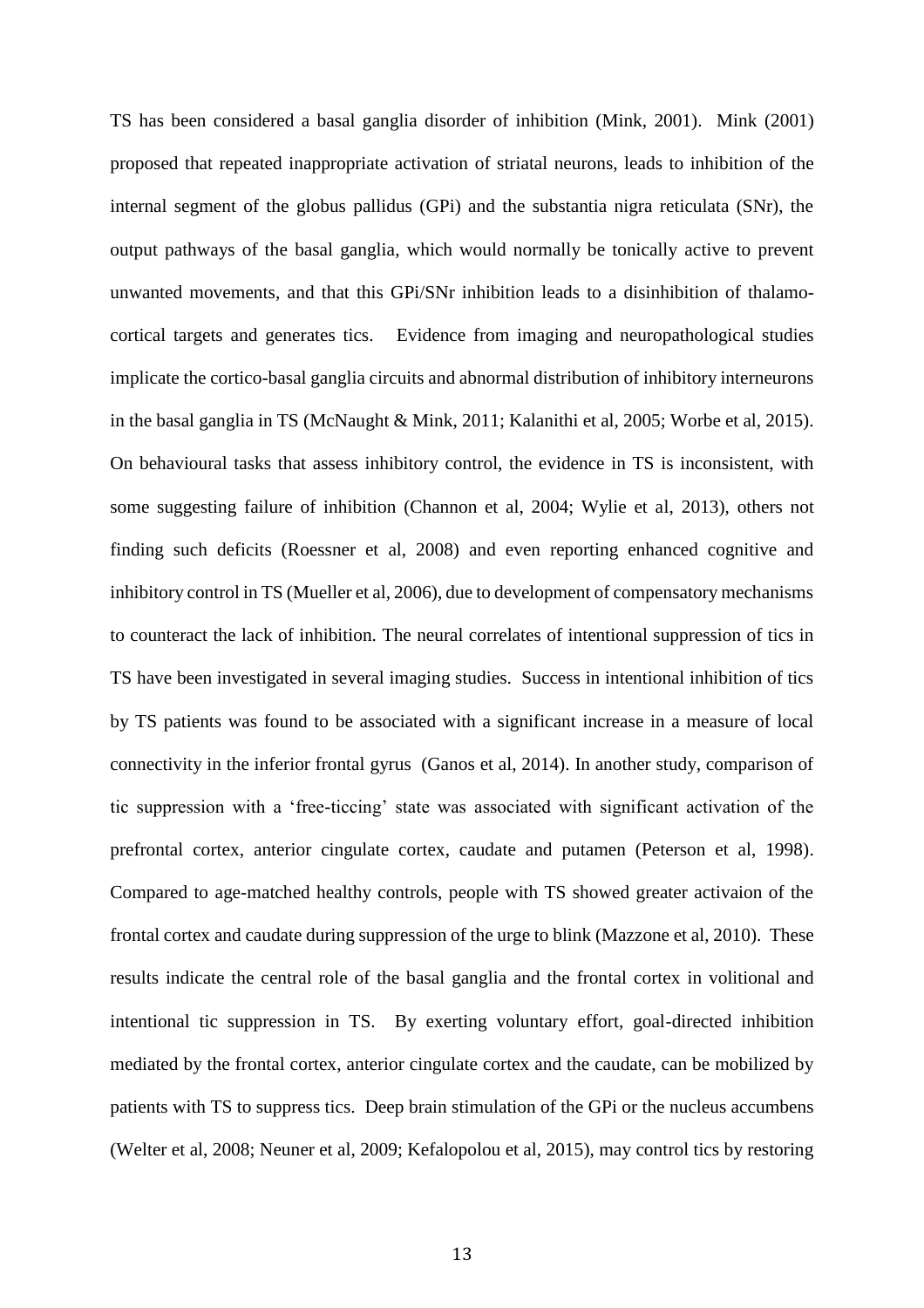TS has been considered a basal ganglia disorder of inhibition (Mink, 2001). Mink (2001) proposed that repeated inappropriate activation of striatal neurons, leads to inhibition of the internal segment of the globus pallidus (GPi) and the substantia nigra reticulata (SNr), the output pathways of the basal ganglia, which would normally be tonically active to prevent unwanted movements, and that this GPi/SNr inhibition leads to a disinhibition of thalamo-cortical targets and generates tics. Evidence from imaging and neuropathological studies implicate the cortico-basal ganglia circuits and abnormal distribution of inhibitory interneurons in the basal ganglia in TS (McNaught & Mink, 2011; Kalanithi et al, 2005; Worbe et al, 2015). On behavioural tasks that assess inhibitory control, the evidence in TS is inconsistent, with some suggesting failure of inhibition (Channon et al, 2004; Wylie et al, 2013), others not finding such deficits (Roessner et al, 2008) and even reporting enhanced cognitive and inhibitory control in TS (Mueller et al, 2006), due to development of compensatory mechanisms to counteract the lack of inhibition. The neural correlates of intentional suppression of tics in TS have been investigated in several imaging studies. Success in intentional inhibition of tics by TS patients was found to be associated with a significant increase in a measure of local connectivity in the inferior frontal gyrus (Ganos et al, 2014). In another study, comparison of tic suppression with a 'free-ticcing' state was associated with significant activation of the prefrontal cortex, anterior cingulate cortex, caudate and putamen (Peterson et al, 1998). Compared to age-matched healthy controls, people with TS showed greater activaion of the frontal cortex and caudate during suppression of the urge to blink (Mazzone et al, 2010). These results indicate the central role of the basal ganglia and the frontal cortex in volitional and intentional tic suppression in TS. By exerting voluntary effort, goal-directed inhibition mediated by the frontal cortex, anterior cingulate cortex and the caudate, can be mobilized by patients with TS to suppress tics. Deep brain stimulation of the GPi or the nucleus accumbens (Welter et al, 2008; Neuner et al, 2009; Kefalopolou et al, 2015), may control tics by restoring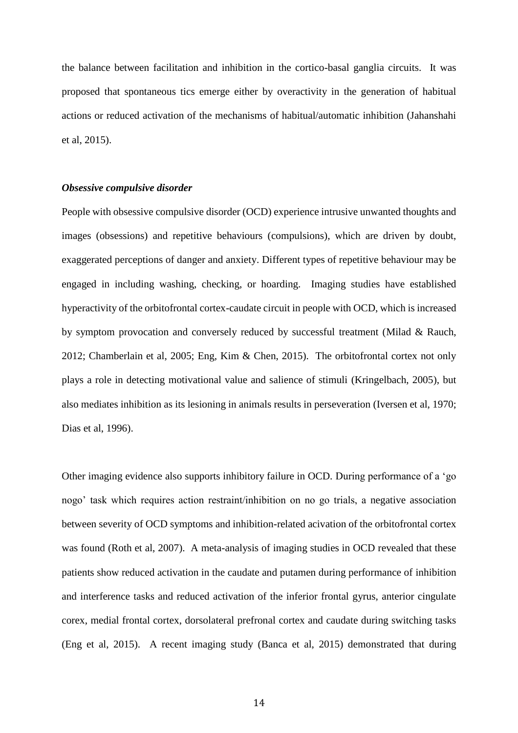the balance between facilitation and inhibition in the cortico-basal ganglia circuits. It was proposed that spontaneous tics emerge either by overactivity in the generation of habitual actions or reduced activation of the mechanisms of habitual/automatic inhibition (Jahanshahi et al, 2015).

### *Obsessive compulsive disorder*

People with obsessive compulsive disorder (OCD) experience intrusive unwanted thoughts and images (obsessions) and repetitive behaviours (compulsions), which are driven by doubt, exaggerated perceptions of danger and anxiety. Different types of repetitive behaviour may be engaged in including washing, checking, or hoarding. Imaging studies have established hyperactivity of the orbitofrontal cortex-caudate circuit in people with OCD, which is increased by symptom provocation and conversely reduced by successful treatment (Milad & Rauch, 2012; Chamberlain et al, 2005; Eng, Kim & Chen, 2015). The orbitofrontal cortex not only plays a role in detecting motivational value and salience of stimuli (Kringelbach, 2005), but also mediates inhibition as its lesioning in animals results in perseveration (Iversen et al, 1970; Dias et al, 1996).

Other imaging evidence also supports inhibitory failure in OCD. During performance of a 'go nogo' task which requires action restraint/inhibition on no go trials, a negative association between severity of OCD symptoms and inhibition-related acivation of the orbitofrontal cortex was found (Roth et al, 2007). A meta-analysis of imaging studies in OCD revealed that these patients show reduced activation in the caudate and putamen during performance of inhibition and interference tasks and reduced activation of the inferior frontal gyrus, anterior cingulate corex, medial frontal cortex, dorsolateral prefronal cortex and caudate during switching tasks (Eng et al, 2015). A recent imaging study (Banca et al, 2015) demonstrated that during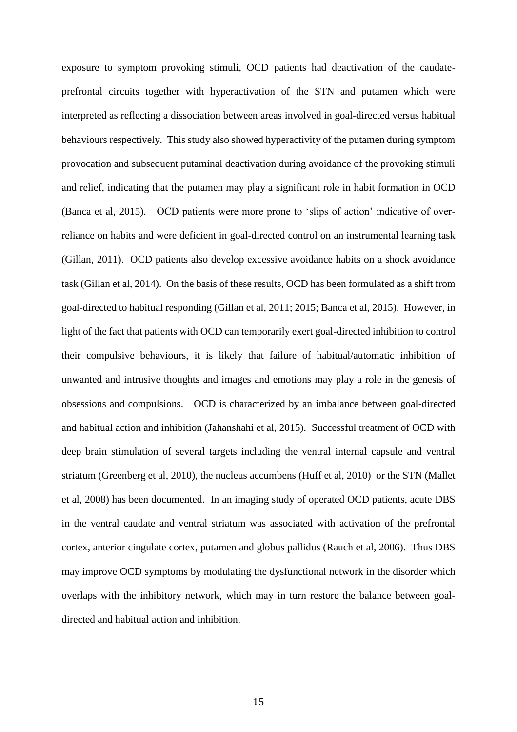exposure to symptom provoking stimuli, OCD patients had deactivation of the caudate-prefrontal circuits together with hyperactivation of the STN and putamen which were interpreted as reflecting a dissociation between areas involved in goal-directed versus habitual behaviours respectively. This study also showed hyperactivity of the putamen during symptom provocation and subsequent putaminal deactivation during avoidance of the provoking stimuli and relief, indicating that the putamen may play a significant role in habit formation in OCD (Banca et al, 2015). OCD patients were more prone to 'slips of action' indicative of over-reliance on habits and were deficient in goal-directed control on an instrumental learning task (Gillan, 2011). OCD patients also develop excessive avoidance habits on a shock avoidance task (Gillan et al, 2014). On the basis of these results, OCD has been formulated as a shift from goal-directed to habitual responding (Gillan et al, 2011; 2015; Banca et al, 2015). However, in light of the fact that patients with OCD can temporarily exert goal-directed inhibition to control their compulsive behaviours, it is likely that failure of habitual/automatic inhibition of unwanted and intrusive thoughts and images and emotions may play a role in the genesis of obsessions and compulsions. OCD is characterized by an imbalance between goal-directed and habitual action and inhibition (Jahanshahi et al, 2015). Successful treatment of OCD with deep brain stimulation of several targets including the ventral internal capsule and ventral striatum (Greenberg et al, 2010), the nucleus accumbens (Huff et al, 2010) or the STN (Mallet et al, 2008) has been documented. In an imaging study of operated OCD patients, acute DBS in the ventral caudate and ventral striatum was associated with activation of the prefrontal cortex, anterior cingulate cortex, putamen and globus pallidus (Rauch et al, 2006). Thus DBS may improve OCD symptoms by modulating the dysfunctional network in the disorder which overlaps with the inhibitory network, which may in turn restore the balance between goal-directed and habitual action and inhibition.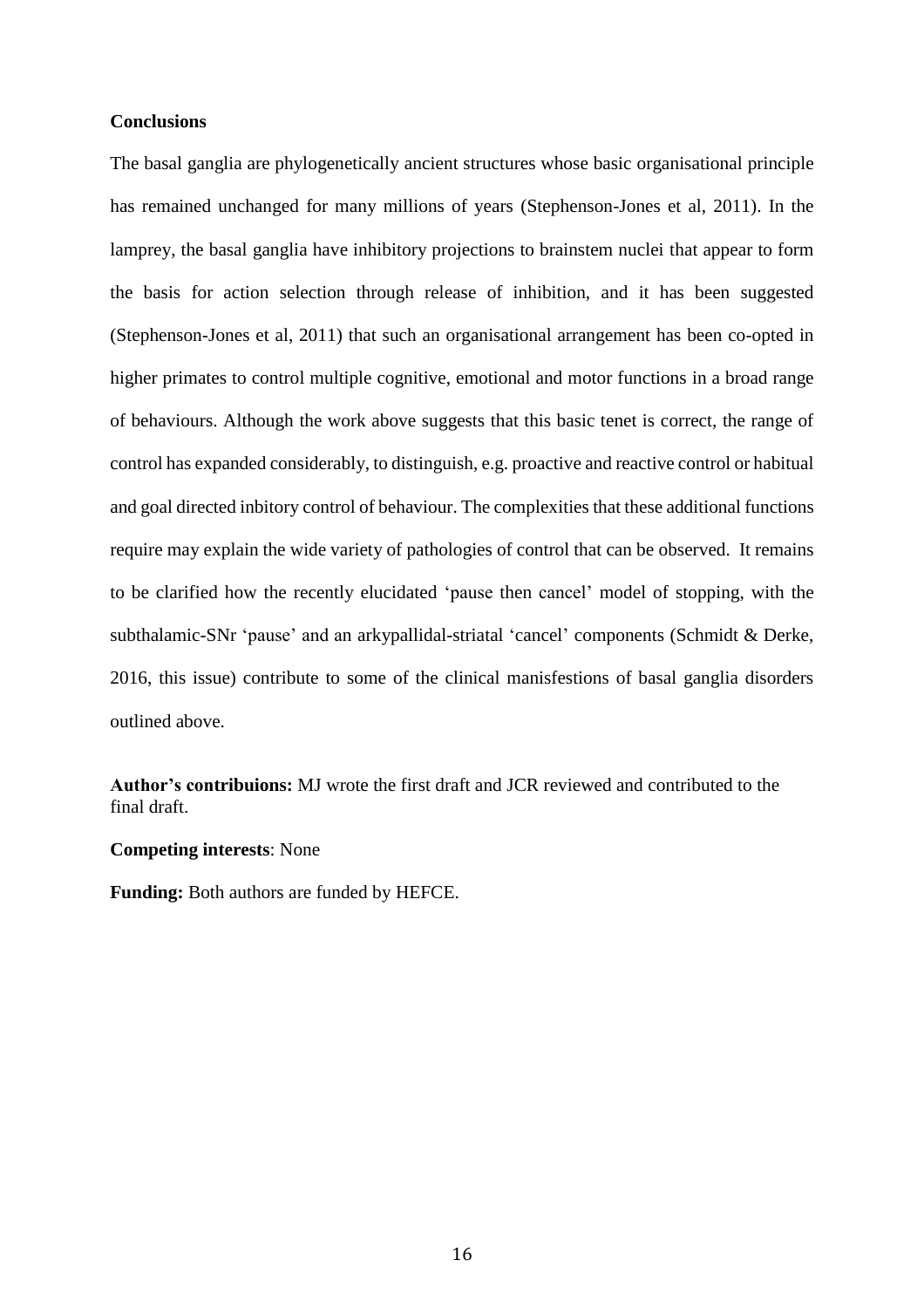**Conclusions**

The basal ganglia are phylogenetically ancient structures whose basic organisational principle has remained unchanged for many millions of years (Stephenson-Jones et al, 2011). In the lamprey, the basal ganglia have inhibitory projections to brainstem nuclei that appear to form the basis for action selection through release of inhibition, and it has been suggested (Stephenson-Jones et al, 2011) that such an organisational arrangement has been co-opted in higher primates to control multiple cognitive, emotional and motor functions in a broad range of behaviours. Although the work above suggests that this basic tenet is correct, the range of control has expanded considerably, to distinguish, e.g. proactive and reactive control or habitual and goal directed inbitory control of behaviour. The complexities that these additional functions require may explain the wide variety of pathologies of control that can be observed. It remains to be clarified how the recently elucidated 'pause then cancel' model of stopping, with the subthalamic-SNr 'pause' and an arkypallidal-striatal 'cancel' components (Schmidt & Derke, 2016, this issue) contribute to some of the clinical manisfestions of basal ganglia disorders outlined above.

**Author's contribuions:** MJ wrote the first draft and JCR reviewed and contributed to the final draft.

**Competing interests**: None

**Funding:** Both authors are funded by HEFCE.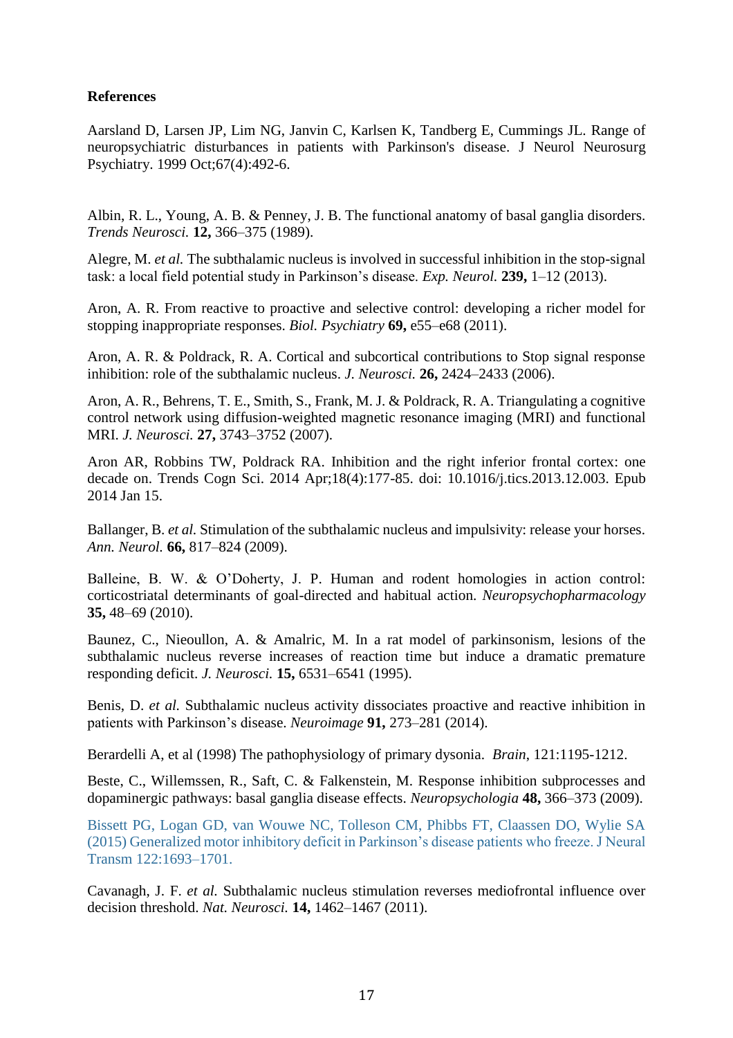**References**

Aarsland D, Larsen JP, Lim NG, Janvin C, Karlsen K, Tandberg E, Cummings JL. Range of neuropsychiatric disturbances in patients with Parkinson's disease. J Neurol Neurosurg Psychiatry. 1999 Oct;67(4):492-6.

Albin, R. L., Young, A. B. & Penney, J. B. The functional anatomy of basal ganglia disorders. *Trends Neurosci.* **12,** 366–375 (1989).

Alegre, M. *et al.* The subthalamic nucleus is involved in successful inhibition in the stop-signal task: a local field potential study in Parkinson's disease. *Exp. Neurol.* **239,** 1–12 (2013).

Aron, A. R. From reactive to proactive and selective control: developing a richer model for stopping inappropriate responses. *Biol. Psychiatry* **69,** e55–e68 (2011).

Aron, A. R. & Poldrack, R. A. Cortical and subcortical contributions to Stop signal response inhibition: role of the subthalamic nucleus. *J. Neurosci.* **26,** 2424–2433 (2006).

Aron, A. R., Behrens, T. E., Smith, S., Frank, M. J. & Poldrack, R. A. Triangulating a cognitive control network using diffusion-weighted magnetic resonance imaging (MRI) and functional MRI. *J. Neurosci.* **27,** 3743–3752 (2007).

Aron AR, Robbins TW, Poldrack RA. Inhibition and the right inferior frontal cortex: one decade on. Trends Cogn Sci. 2014 Apr;18(4):177-85. doi: 10.1016/j.tics.2013.12.003. Epub 2014 Jan 15.

Ballanger, B. *et al.* Stimulation of the subthalamic nucleus and impulsivity: release your horses. *Ann. Neurol.* **66,** 817–824 (2009).

Balleine, B. W. & O'Doherty, J. P. Human and rodent homologies in action control: corticostriatal determinants of goal-directed and habitual action. *Neuropsychopharmacology* **35,** 48–69 (2010).

Baunez, C., Nieoullon, A. & Amalric, M. In a rat model of parkinsonism, lesions of the subthalamic nucleus reverse increases of reaction time but induce a dramatic premature responding deficit. *J. Neurosci.* **15,** 6531–6541 (1995).

Benis, D. *et al.* Subthalamic nucleus activity dissociates proactive and reactive inhibition in patients with Parkinson's disease. *Neuroimage* **91,** 273–281 (2014).

Berardelli A, et al (1998) The pathophysiology of primary dysonia. *Brain*, 121:1195-1212.

Beste, C., Willemssen, R., Saft, C. & Falkenstein, M. Response inhibition subprocesses and dopaminergic pathways: basal ganglia disease effects. *Neuropsychologia* **48,** 366–373 (2009).

Bissett PG, Logan GD, van Wouwe NC, Tolleson CM, Phibbs FT, Claassen DO, Wylie SA (2015) Generalized motor inhibitory deficit in Parkinson's disease patients who freeze. J Neural Transm 122:1693–1701.

Cavanagh, J. F. *et al.* Subthalamic nucleus stimulation reverses mediofrontal influence over decision threshold. *Nat. Neurosci.* **14,** 1462–1467 (2011).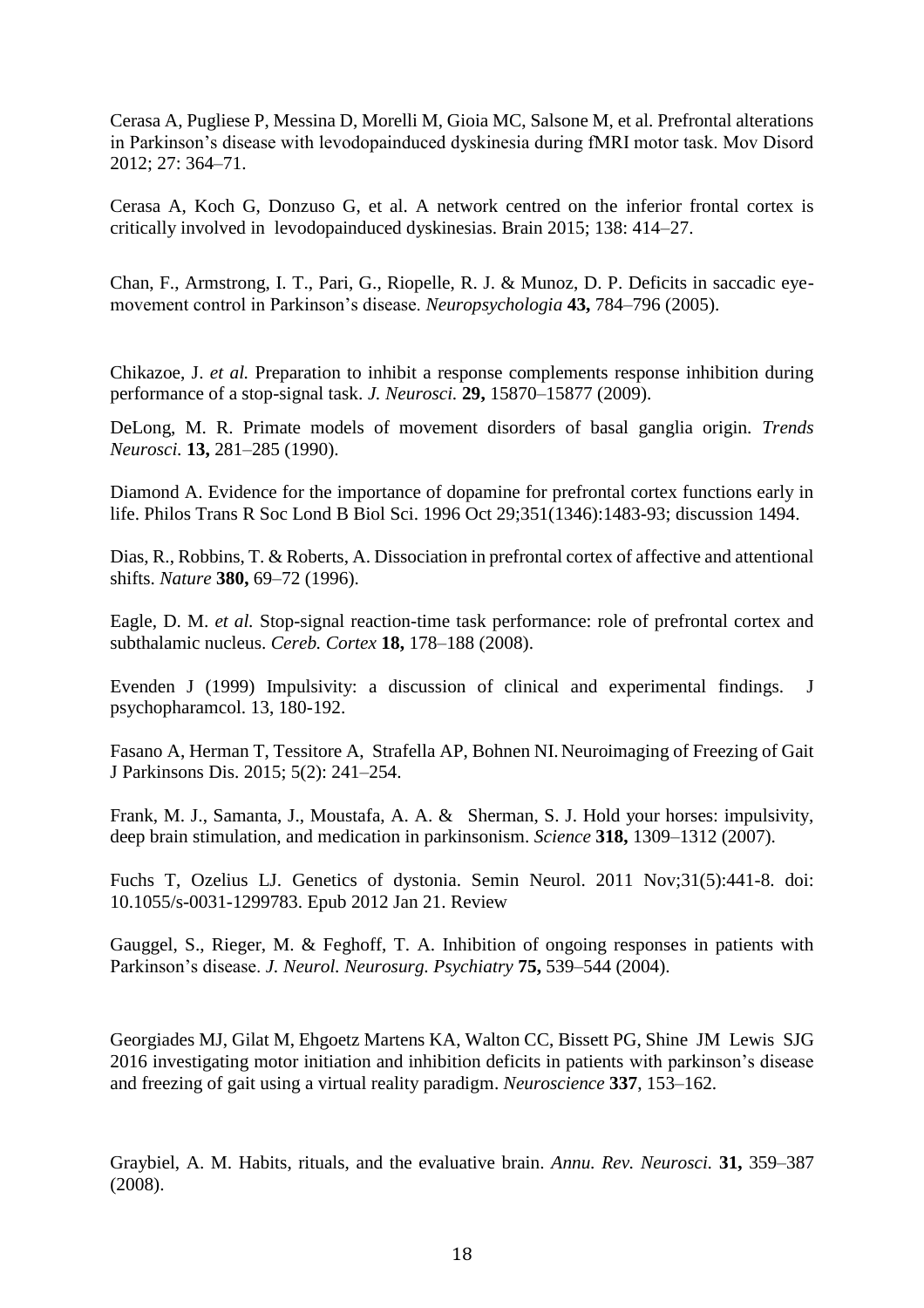Cerasa A, Pugliese P, Messina D, Morelli M, Gioia MC, Salsone M, et al. Prefrontal alterations in Parkinson's disease with levodopainduced dyskinesia during fMRI motor task. Mov Disord 2012; 27: 364–71.

Cerasa A, Koch G, Donzuso G, et al. A network centred on the inferior frontal cortex is critically involved in levodopainduced dyskinesias. Brain 2015; 138: 414–27.

Chan, F., Armstrong, I. T., Pari, G., Riopelle, R. J. & Munoz, D. P. Deficits in saccadic eye-movement control in Parkinson's disease. *Neuropsychologia* **43,** 784–796 (2005).

Chikazoe, J. *et al.* Preparation to inhibit a response complements response inhibition during performance of a stop-signal task. *J. Neurosci.* **29,** 15870–15877 (2009).

DeLong, M. R. Primate models of movement disorders of basal ganglia origin. *Trends Neurosci.* **13,** 281–285 (1990).

Diamond A. Evidence for the importance of dopamine for prefrontal cortex functions early in life. Philos Trans R Soc Lond B Biol Sci. 1996 Oct 29;351(1346):1483-93; discussion 1494.

Dias, R., Robbins, T. & Roberts, A. Dissociation in prefrontal cortex of affective and attentional shifts. *Nature* **380,** 69–72 (1996).

Eagle, D. M. *et al.* Stop-signal reaction-time task performance: role of prefrontal cortex and subthalamic nucleus. *Cereb. Cortex* **18,** 178–188 (2008).

Evenden J (1999) Impulsivity: a discussion of clinical and experimental findings. J psychopharamcol. 13, 180-192.

Fasano A, Herman T, Tessitore A, Strafella AP, Bohnen NI. Neuroimaging of Freezing of Gait J Parkinsons Dis. 2015; 5(2): 241–254.

Frank, M. J., Samanta, J., Moustafa, A. A. & Sherman, S. J. Hold your horses: impulsivity, deep brain stimulation, and medication in parkinsonism. *Science* **318,** 1309–1312 (2007).

Fuchs T, Ozelius LJ. Genetics of dystonia. Semin Neurol. 2011 Nov;31(5):441-8. doi: 10.1055/s-0031-1299783. Epub 2012 Jan 21. Review

Gauggel, S., Rieger, M. & Feghoff, T. A. Inhibition of ongoing responses in patients with Parkinson's disease. *J. Neurol. Neurosurg. Psychiatry* **75,** 539–544 (2004).

Georgiades MJ, Gilat M, Ehgoetz Martens KA, Walton CC, Bissett PG, Shine JM Lewis SJG 2016 investigating motor initiation and inhibition deficits in patients with parkinson's disease and freezing of gait using a virtual reality paradigm. *Neuroscience* **337**, 153–162.

Graybiel, A. M. Habits, rituals, and the evaluative brain. *Annu. Rev. Neurosci.* **31,** 359–387 (2008).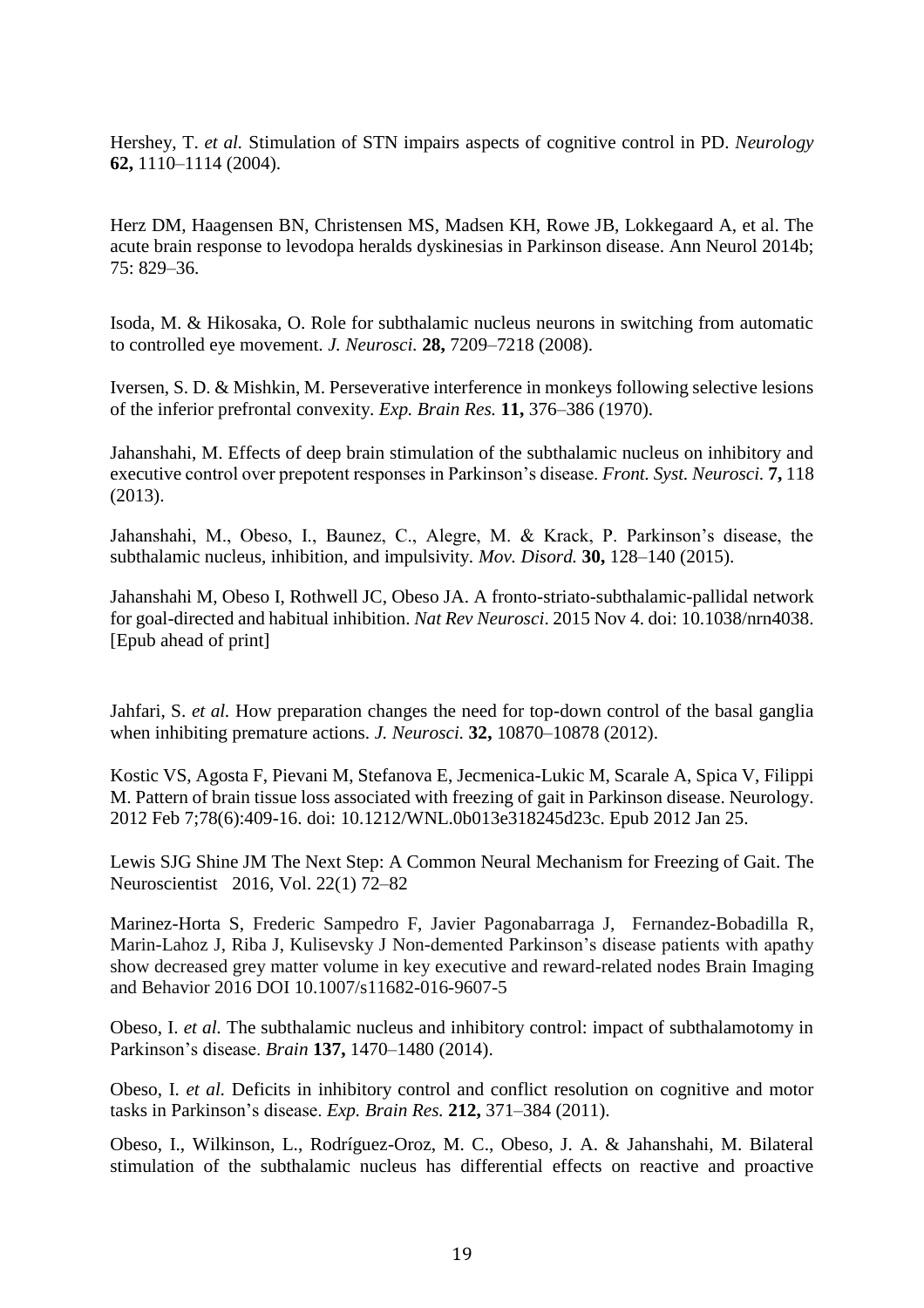Hershey, T. *et al.* Stimulation of STN impairs aspects of cognitive control in PD. *Neurology* **62,** 1110–1114 (2004).

Herz DM, Haagensen BN, Christensen MS, Madsen KH, Rowe JB, Lokkegaard A, et al. The acute brain response to levodopa heralds dyskinesias in Parkinson disease. Ann Neurol 2014b; 75: 829–36.

Isoda, M. & Hikosaka, O. Role for subthalamic nucleus neurons in switching from automatic to controlled eye movement. *J. Neurosci.* **28,** 7209–7218 (2008).

Iversen, S. D. & Mishkin, M. Perseverative interference in monkeys following selective lesions of the inferior prefrontal convexity. *Exp. Brain Res.* **11,** 376–386 (1970).

Jahanshahi, M. Effects of deep brain stimulation of the subthalamic nucleus on inhibitory and executive control over prepotent responses in Parkinson's disease. *Front. Syst. Neurosci.* **7,** 118 (2013).

Jahanshahi, M., Obeso, I., Baunez, C., Alegre, M. & Krack, P. Parkinson's disease, the subthalamic nucleus, inhibition, and impulsivity. *Mov. Disord.* **30,** 128–140 (2015).

Jahanshahi M, Obeso I, Rothwell JC, Obeso JA. A fronto-striato-subthalamic-pallidal network for goal-directed and habitual inhibition. *Nat Rev Neurosci*. 2015 Nov 4. doi: 10.1038/nrn4038. [Epub ahead of print]

Jahfari, S. *et al.* How preparation changes the need for top-down control of the basal ganglia when inhibiting premature actions. *J. Neurosci.* **32,** 10870–10878 (2012).

Kostic VS, Agosta F, Pievani M, Stefanova E, Jecmenica-Lukic M, Scarale A, Spica V, Filippi M. Pattern of brain tissue loss associated with freezing of gait in Parkinson disease. Neurology. 2012 Feb 7;78(6):409-16. doi: 10.1212/WNL.0b013e318245d23c. Epub 2012 Jan 25.

Lewis SJG Shine JM The Next Step: A Common Neural Mechanism for Freezing of Gait. The Neuroscientist 2016, Vol. 22(1) 72–82

Marinez-Horta S, Frederic Sampedro F, Javier Pagonabarraga J, Fernandez-Bobadilla R, Marin-Lahoz J, Riba J, Kulisevsky J Non-demented Parkinson's disease patients with apathy show decreased grey matter volume in key executive and reward-related nodes Brain Imaging and Behavior 2016 DOI 10.1007/s11682-016-9607-5

Obeso, I. *et al.* The subthalamic nucleus and inhibitory control: impact of subthalamotomy in Parkinson's disease. *Brain* **137,** 1470–1480 (2014).

Obeso, I. *et al.* Deficits in inhibitory control and conflict resolution on cognitive and motor tasks in Parkinson's disease. *Exp. Brain Res.* **212,** 371–384 (2011).

Obeso, I., Wilkinson, L., Rodríguez-Oroz, M. C., Obeso, J. A. & Jahanshahi, M. Bilateral stimulation of the subthalamic nucleus has differential effects on reactive and proactive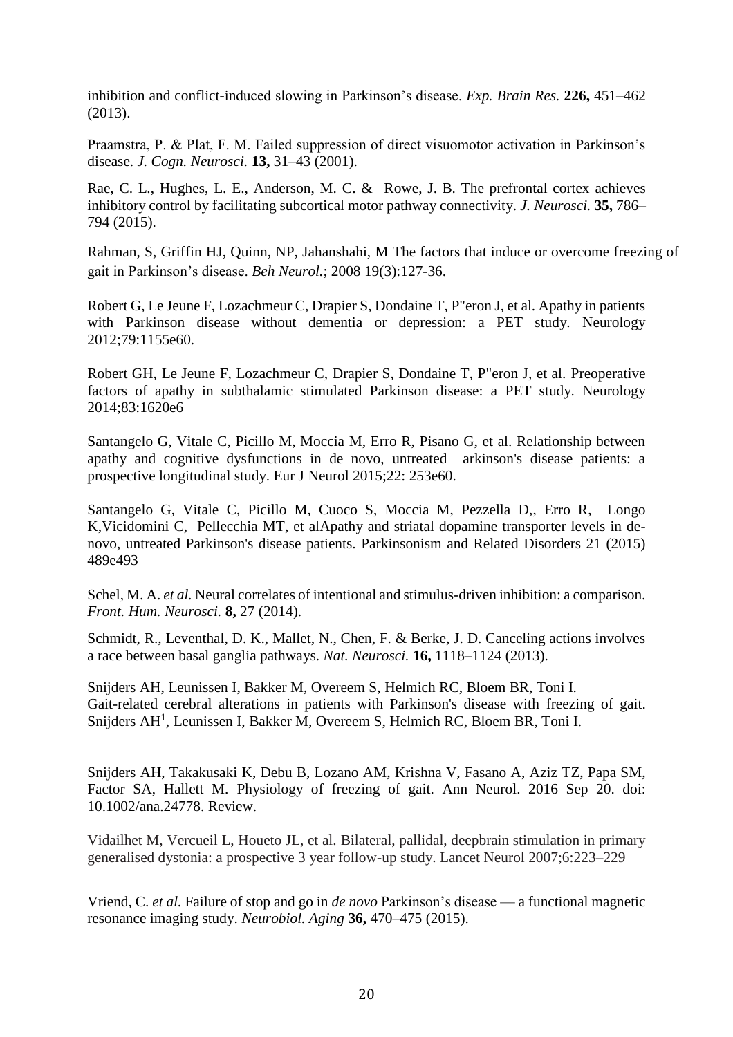inhibition and conflict-induced slowing in Parkinson's disease. *Exp. Brain Res.* **226,** 451–462 (2013).

Praamstra, P. & Plat, F. M. Failed suppression of direct visuomotor activation in Parkinson's disease. *J. Cogn. Neurosci.* **13,** 31–43 (2001).

Rae, C. L., Hughes, L. E., Anderson, M. C. & Rowe, J. B. The prefrontal cortex achieves inhibitory control by facilitating subcortical motor pathway connectivity. *J. Neurosci.* **35,** 786–794 (2015).

Rahman, S, Griffin HJ, Quinn, NP, Jahanshahi, M The factors that induce or overcome freezing of gait in Parkinson's disease. *Beh Neurol.*; 2008 19(3):127-36.

Robert G, Le Jeune F, Lozachmeur C, Drapier S, Dondaine T, P"eron J, et al. Apathy in patients with Parkinson disease without dementia or depression: a PET study. Neurology 2012;79:1155e60.

Robert GH, Le Jeune F, Lozachmeur C, Drapier S, Dondaine T, P"eron J, et al. Preoperative factors of apathy in subthalamic stimulated Parkinson disease: a PET study. Neurology 2014;83:1620e6

Santangelo G, Vitale C, Picillo M, Moccia M, Erro R, Pisano G, et al. Relationship between apathy and cognitive dysfunctions in de novo, untreated arkinson's disease patients: a prospective longitudinal study. Eur J Neurol 2015;22: 253e60.

Santangelo G, Vitale C, Picillo M, Cuoco S, Moccia M, Pezzella D,, Erro R, Longo K,Vicidomini C, Pellecchia MT, et alApathy and striatal dopamine transporter levels in de-novo, untreated Parkinson's disease patients. Parkinsonism and Related Disorders 21 (2015) 489e493

Schel, M. A. *et al.* Neural correlates of intentional and stimulus-driven inhibition: a comparison. *Front. Hum. Neurosci.* **8,** 27 (2014).

Schmidt, R., Leventhal, D. K., Mallet, N., Chen, F. & Berke, J. D. Canceling actions involves a race between basal ganglia pathways. *Nat. Neurosci.* **16,** 1118–1124 (2013).

Snijders AH, Leunissen I, Bakker M, Overeem S, Helmich RC, Bloem BR, Toni I. Gait-related cerebral alterations in patients with Parkinson's disease with freezing of gait. Snijders AH[1], Leunissen I, Bakker M, Overeem S, Helmich RC, Bloem BR, Toni I.

Snijders AH, Takakusaki K, Debu B, Lozano AM, Krishna V, Fasano A, Aziz TZ, Papa SM, Factor SA, Hallett M. Physiology of freezing of gait. Ann Neurol. 2016 Sep 20. doi: 10.1002/ana.24778. Review.

Vidailhet M, Vercueil L, Houeto JL, et al. Bilateral, pallidal, deepbrain stimulation in primary generalised dystonia: a prospective 3 year follow-up study. Lancet Neurol 2007;6:223–229

Vriend, C. *et al.* Failure of stop and go in *de novo* Parkinson's disease — a functional magnetic resonance imaging study. *Neurobiol. Aging* **36,** 470–475 (2015).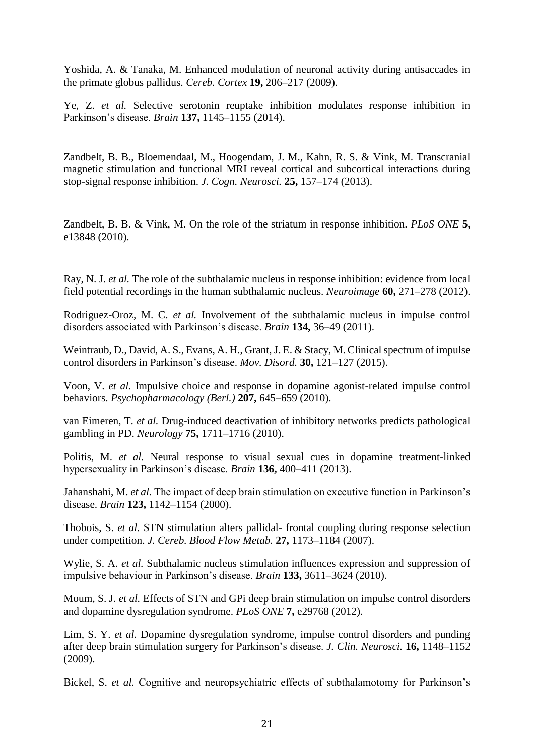Yoshida, A. & Tanaka, M. Enhanced modulation of neuronal activity during antisaccades in the primate globus pallidus. *Cereb. Cortex* **19,** 206–217 (2009).

Ye, Z. *et al.* Selective serotonin reuptake inhibition modulates response inhibition in Parkinson's disease. *Brain* **137,** 1145–1155 (2014).

Zandbelt, B. B., Bloemendaal, M., Hoogendam, J. M., Kahn, R. S. & Vink, M. Transcranial magnetic stimulation and functional MRI reveal cortical and subcortical interactions during stop-signal response inhibition. *J. Cogn. Neurosci.* **25,** 157–174 (2013).

Zandbelt, B. B. & Vink, M. On the role of the striatum in response inhibition. *PLoS ONE* **5,** e13848 (2010).

Ray, N. J. *et al.* The role of the subthalamic nucleus in response inhibition: evidence from local field potential recordings in the human subthalamic nucleus. *Neuroimage* **60,** 271–278 (2012).

Rodriguez-Oroz, M. C. *et al.* Involvement of the subthalamic nucleus in impulse control disorders associated with Parkinson's disease. *Brain* **134,** 36–49 (2011).

Weintraub, D., David, A. S., Evans, A. H., Grant, J. E. & Stacy, M. Clinical spectrum of impulse control disorders in Parkinson's disease. *Mov. Disord.* **30,** 121–127 (2015).

Voon, V. *et al.* Impulsive choice and response in dopamine agonist-related impulse control behaviors. *Psychopharmacology (Berl.)* **207,** 645–659 (2010).

van Eimeren, T. *et al.* Drug-induced deactivation of inhibitory networks predicts pathological gambling in PD. *Neurology* **75,** 1711–1716 (2010).

Politis, M. *et al.* Neural response to visual sexual cues in dopamine treatment-linked hypersexuality in Parkinson's disease. *Brain* **136,** 400–411 (2013).

Jahanshahi, M. *et al.* The impact of deep brain stimulation on executive function in Parkinson's disease. *Brain* **123,** 1142–1154 (2000).

Thobois, S. *et al.* STN stimulation alters pallidal- frontal coupling during response selection under competition. *J. Cereb. Blood Flow Metab.* **27,** 1173–1184 (2007).

Wylie, S. A. *et al.* Subthalamic nucleus stimulation influences expression and suppression of impulsive behaviour in Parkinson's disease. *Brain* **133,** 3611–3624 (2010).

Moum, S. J. *et al.* Effects of STN and GPi deep brain stimulation on impulse control disorders and dopamine dysregulation syndrome. *PLoS ONE* **7,** e29768 (2012).

Lim, S. Y. *et al.* Dopamine dysregulation syndrome, impulse control disorders and punding after deep brain stimulation surgery for Parkinson's disease. *J. Clin. Neurosci.* **16,** 1148–1152 (2009).

Bickel, S. *et al.* Cognitive and neuropsychiatric effects of subthalamotomy for Parkinson's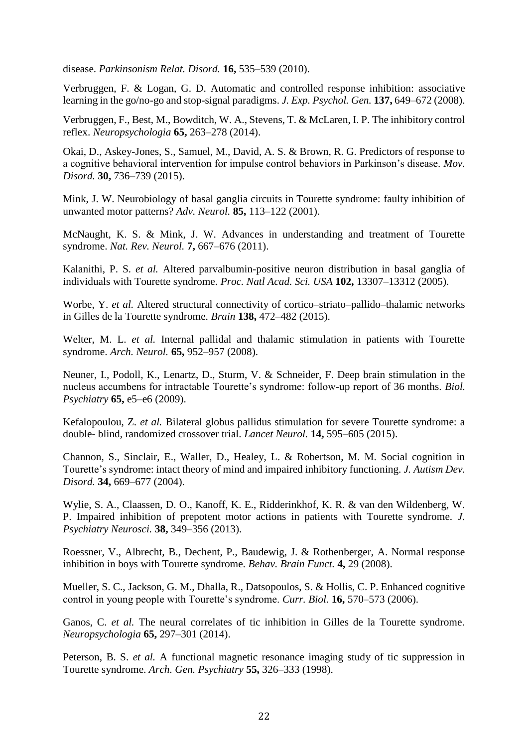disease. *Parkinsonism Relat. Disord.* **16,** 535–539 (2010).

Verbruggen, F. & Logan, G. D. Automatic and controlled response inhibition: associative learning in the go/no-go and stop-signal paradigms. *J. Exp. Psychol. Gen.* **137,** 649–672 (2008).

Verbruggen, F., Best, M., Bowditch, W. A., Stevens, T. & McLaren, I. P. The inhibitory control reflex. *Neuropsychologia* **65,** 263–278 (2014).

Okai, D., Askey-Jones, S., Samuel, M., David, A. S. & Brown, R. G. Predictors of response to a cognitive behavioral intervention for impulse control behaviors in Parkinson's disease. *Mov. Disord.* **30,** 736–739 (2015).

Mink, J. W. Neurobiology of basal ganglia circuits in Tourette syndrome: faulty inhibition of unwanted motor patterns? *Adv. Neurol.* **85,** 113–122 (2001).

McNaught, K. S. & Mink, J. W. Advances in understanding and treatment of Tourette syndrome. *Nat. Rev. Neurol.* **7,** 667–676 (2011).

Kalanithi, P. S. *et al.* Altered parvalbumin-positive neuron distribution in basal ganglia of individuals with Tourette syndrome. *Proc. Natl Acad. Sci. USA* **102,** 13307–13312 (2005).

Worbe, Y. *et al.* Altered structural connectivity of cortico–striato–pallido–thalamic networks in Gilles de la Tourette syndrome. *Brain* **138,** 472–482 (2015).

Welter, M. L. *et al.* Internal pallidal and thalamic stimulation in patients with Tourette syndrome. *Arch. Neurol.* **65,** 952–957 (2008).

Neuner, I., Podoll, K., Lenartz, D., Sturm, V. & Schneider, F. Deep brain stimulation in the nucleus accumbens for intractable Tourette's syndrome: follow-up report of 36 months. *Biol. Psychiatry* **65,** e5–e6 (2009).

Kefalopoulou, Z. *et al.* Bilateral globus pallidus stimulation for severe Tourette syndrome: a double- blind, randomized crossover trial. *Lancet Neurol.* **14,** 595–605 (2015).

Channon, S., Sinclair, E., Waller, D., Healey, L. & Robertson, M. M. Social cognition in Tourette's syndrome: intact theory of mind and impaired inhibitory functioning. *J. Autism Dev. Disord.* **34,** 669–677 (2004).

Wylie, S. A., Claassen, D. O., Kanoff, K. E., Ridderinkhof, K. R. & van den Wildenberg, W. P. Impaired inhibition of prepotent motor actions in patients with Tourette syndrome. *J. Psychiatry Neurosci.* **38,** 349–356 (2013).

Roessner, V., Albrecht, B., Dechent, P., Baudewig, J. & Rothenberger, A. Normal response inhibition in boys with Tourette syndrome. *Behav. Brain Funct.* **4,** 29 (2008).

Mueller, S. C., Jackson, G. M., Dhalla, R., Datsopoulos, S. & Hollis, C. P. Enhanced cognitive control in young people with Tourette's syndrome. *Curr. Biol.* **16,** 570–573 (2006).

Ganos, C. *et al.* The neural correlates of tic inhibition in Gilles de la Tourette syndrome. *Neuropsychologia* **65,** 297–301 (2014).

Peterson, B. S. *et al.* A functional magnetic resonance imaging study of tic suppression in Tourette syndrome. *Arch. Gen. Psychiatry* **55,** 326–333 (1998).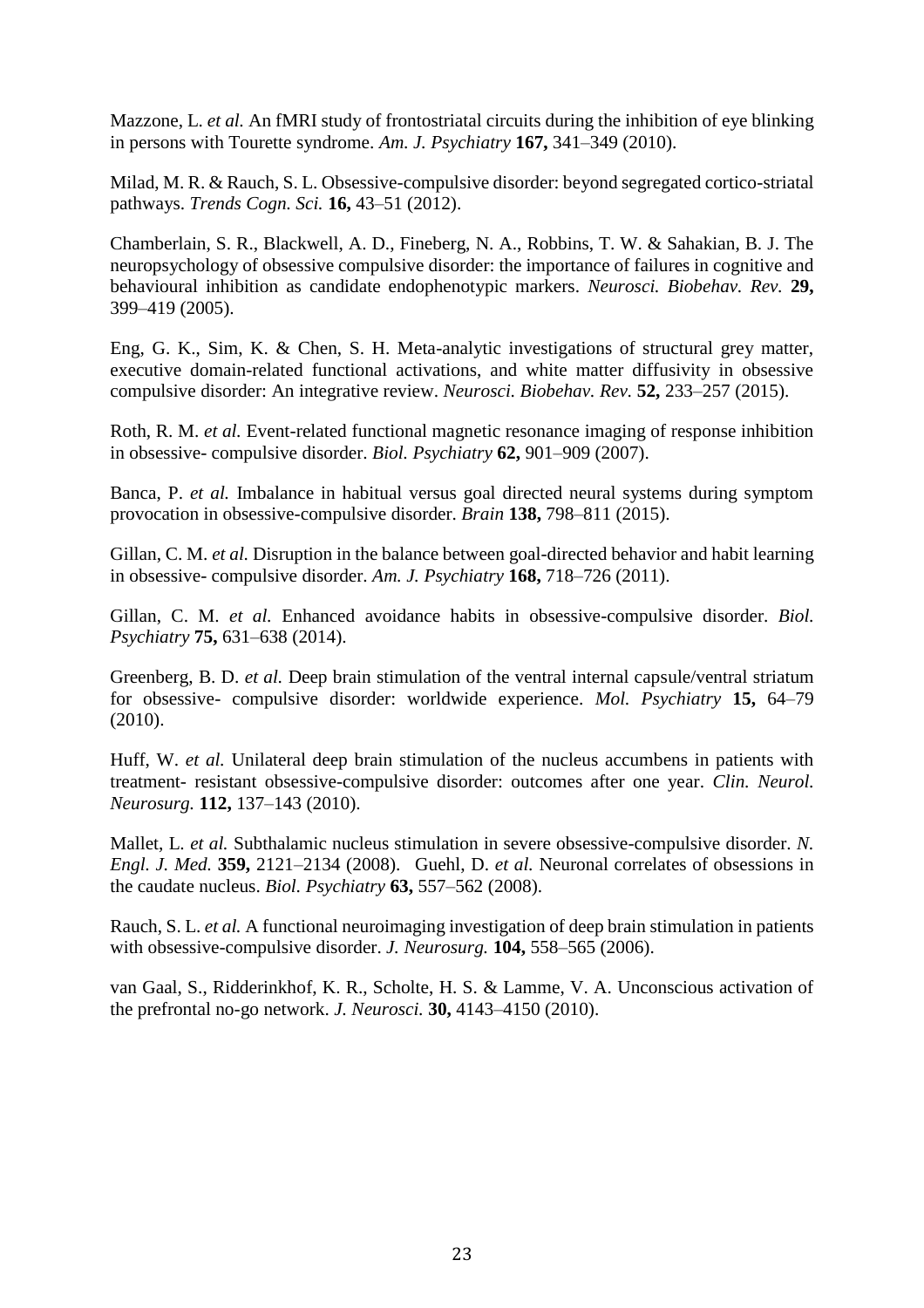Mazzone, L. *et al.* An fMRI study of frontostriatal circuits during the inhibition of eye blinking in persons with Tourette syndrome. *Am. J. Psychiatry* **167,** 341–349 (2010).

Milad, M. R. & Rauch, S. L. Obsessive-compulsive disorder: beyond segregated cortico-striatal pathways. *Trends Cogn. Sci.* **16,** 43–51 (2012).

Chamberlain, S. R., Blackwell, A. D., Fineberg, N. A., Robbins, T. W. & Sahakian, B. J. The neuropsychology of obsessive compulsive disorder: the importance of failures in cognitive and behavioural inhibition as candidate endophenotypic markers. *Neurosci. Biobehav. Rev.* **29,** 399–419 (2005).

Eng, G. K., Sim, K. & Chen, S. H. Meta-analytic investigations of structural grey matter, executive domain-related functional activations, and white matter diffusivity in obsessive compulsive disorder: An integrative review. *Neurosci. Biobehav. Rev.* **52,** 233–257 (2015).

Roth, R. M. *et al.* Event-related functional magnetic resonance imaging of response inhibition in obsessive- compulsive disorder. *Biol. Psychiatry* **62,** 901–909 (2007).

Banca, P. *et al.* Imbalance in habitual versus goal directed neural systems during symptom provocation in obsessive-compulsive disorder. *Brain* **138,** 798–811 (2015).

Gillan, C. M. *et al.* Disruption in the balance between goal-directed behavior and habit learning in obsessive- compulsive disorder. *Am. J. Psychiatry* **168,** 718–726 (2011).

Gillan, C. M. *et al.* Enhanced avoidance habits in obsessive-compulsive disorder. *Biol. Psychiatry* **75,** 631–638 (2014).

Greenberg, B. D. *et al.* Deep brain stimulation of the ventral internal capsule/ventral striatum for obsessive- compulsive disorder: worldwide experience. *Mol. Psychiatry* **15,** 64–79 (2010).

Huff, W. *et al.* Unilateral deep brain stimulation of the nucleus accumbens in patients with treatment- resistant obsessive-compulsive disorder: outcomes after one year. *Clin. Neurol. Neurosurg.* **112,** 137–143 (2010).

Mallet, L. *et al.* Subthalamic nucleus stimulation in severe obsessive-compulsive disorder. *N. Engl. J. Med.* **359,** 2121–2134 (2008). Guehl, D. *et al.* Neuronal correlates of obsessions in the caudate nucleus. *Biol. Psychiatry* **63,** 557–562 (2008).

Rauch, S. L. *et al.* A functional neuroimaging investigation of deep brain stimulation in patients with obsessive-compulsive disorder. *J. Neurosurg.* **104,** 558–565 (2006).

van Gaal, S., Ridderinkhof, K. R., Scholte, H. S. & Lamme, V. A. Unconscious activation of the prefrontal no-go network. *J. Neurosci.* **30,** 4143–4150 (2010).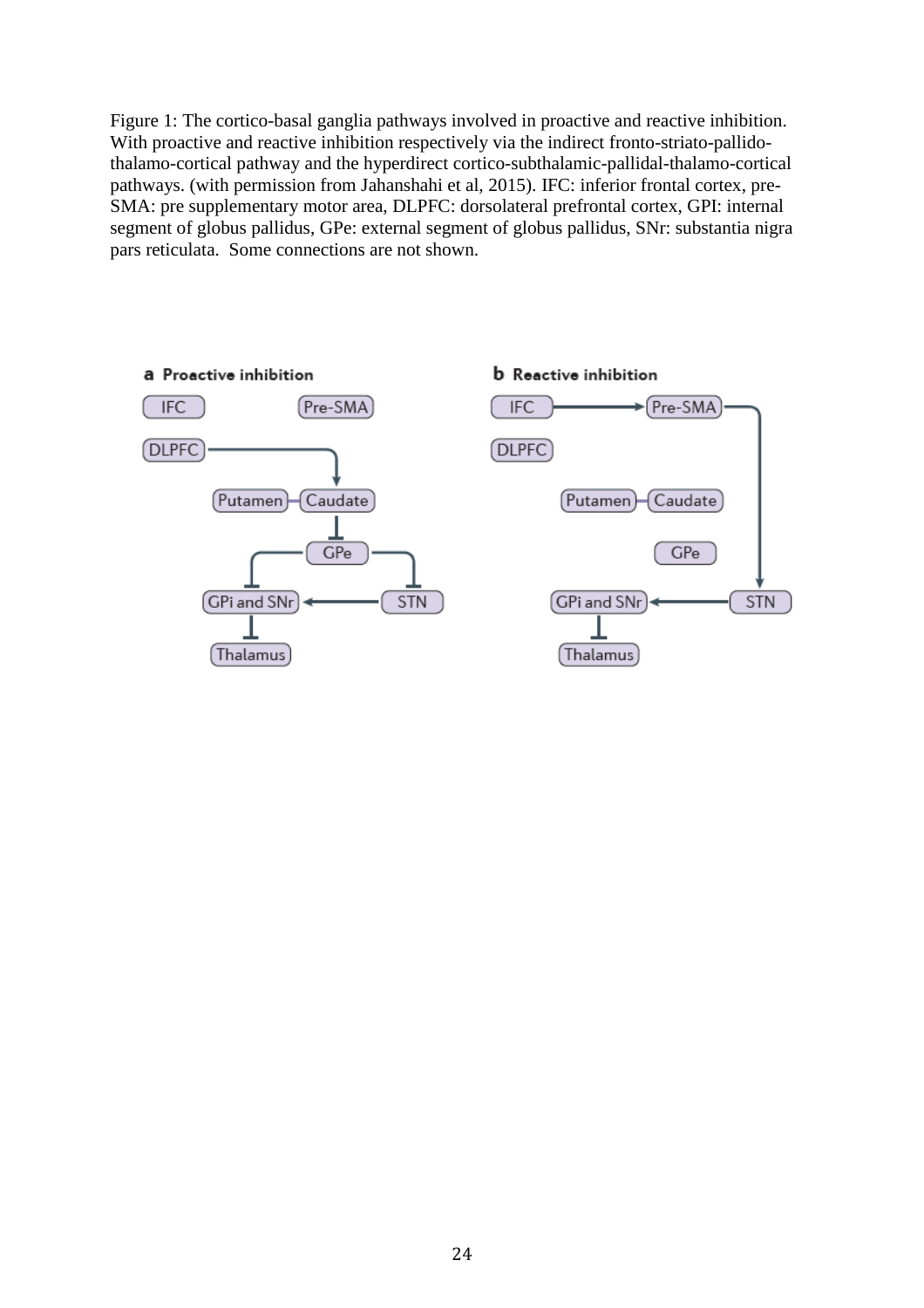Figure 1: The cortico-basal ganglia pathways involved in proactive and reactive inhibition. With proactive and reactive inhibition respectively via the indirect fronto-striato-pallido-thalamo-cortical pathway and the hyperdirect cortico-subthalamic-pallidal-thalamo-cortical pathways. (with permission from Jahanshahi et al, 2015). IFC: inferior frontal cortex, pre-SMA: pre supplementary motor area, DLPFC: dorsolateral prefrontal cortex, GPI: internal segment of globus pallidus, GPe: external segment of globus pallidus, SNr: substantia nigra pars reticulata. Some connections are not shown.

**a** Proactive inhibition

IFC

Pre-SMA

DLPFC

Putamen

Caudate

GPe

GPi and SNr

STN

Thalamus

**b** Reactive inhibition

IFC

Pre-SMA

DLPFC

Putamen

Caudate

GPe

GPi and SNr

STN

Thalamus